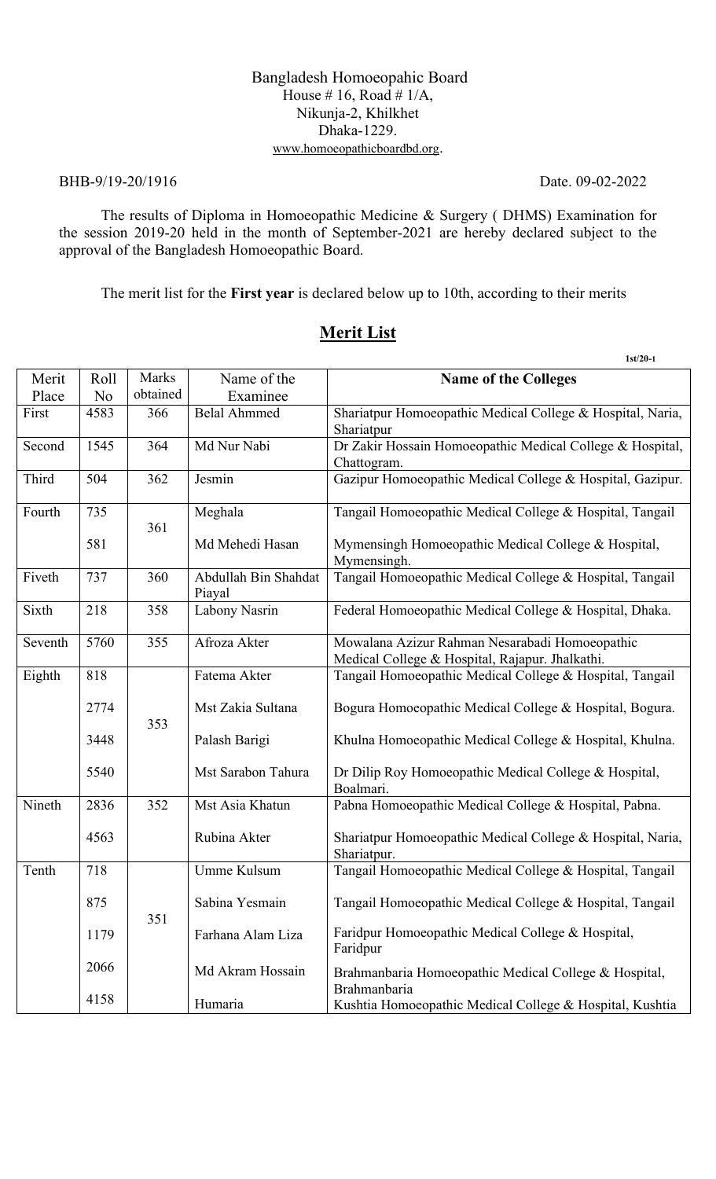Bangladesh Homoeopahic Board
House # 16, Road # 1/A,
Nikunja-2, Khilkhet
Dhaka-1229.
www.homoeopathicboardbd.org.

BHB-9/19-20/1916 Date. 09-02-2022

The results of Diploma in Homoeopathic Medicine & Surgery ( DHMS) Examination for the session 2019-20 held in the month of September-2021 are hereby declared subject to the approval of the Bangladesh Homoeopathic Board.

The merit list for the **First year** is declared below up to 10th, according to their merits

## Merit List

1st/20-1

| Merit Place | Roll No | Marks obtained | Name of the Examinee | **Name of the Colleges** |
|---|---|---|---|---|
| First | 4583 | 366 | Belal Ahmmed | Shariatpur Homoeopathic Medical College & Hospital, Naria, Shariatpur |
| Second | 1545 | 364 | Md Nur Nabi | Dr Zakir Hossain Homoeopathic Medical College & Hospital, Chattogram. |
| Third | 504 | 362 | Jesmin | Gazipur Homoeopathic Medical College & Hospital, Gazipur. |
| Fourth | 735 | 361 | Meghala | Tangail Homoeopathic Medical College & Hospital, Tangail |
| | 581 | | Md Mehedi Hasan | Mymensingh Homoeopathic Medical College & Hospital, Mymensingh. |
| Fiveth | 737 | 360 | Abdullah Bin Shahdat Piayal | Tangail Homoeopathic Medical College & Hospital, Tangail |
| Sixth | 218 | 358 | Labony Nasrin | Federal Homoeopathic Medical College & Hospital, Dhaka. |
| Seventh | 5760 | 355 | Afroza Akter | Mowalana Azizur Rahman Nesarabadi Homoeopathic Medical College & Hospital, Rajapur. Jhalkathi. |
| Eighth | 818 | 353 | Fatema Akter | Tangail Homoeopathic Medical College & Hospital, Tangail |
| | 2774 | | Mst Zakia Sultana | Bogura Homoeopathic Medical College & Hospital, Bogura. |
| | 3448 | | Palash Barigi | Khulna Homoeopathic Medical College & Hospital, Khulna. |
| | 5540 | | Mst Sarabon Tahura | Dr Dilip Roy Homoeopathic Medical College & Hospital, Boalmari. |
| Nineth | 2836 | 352 | Mst Asia Khatun | Pabna Homoeopathic Medical College & Hospital, Pabna. |
| | 4563 | | Rubina Akter | Shariatpur Homoeopathic Medical College & Hospital, Naria, Shariatpur. |
| Tenth | 718 | 351 | Umme Kulsum | Tangail Homoeopathic Medical College & Hospital, Tangail |
| | 875 | | Sabina Yesmain | Tangail Homoeopathic Medical College & Hospital, Tangail |
| | 1179 | | Farhana Alam Liza | Faridpur Homoeopathic Medical College & Hospital, Faridpur |
| | 2066 | | Md Akram Hossain | Brahmanbaria Homoeopathic Medical College & Hospital, Brahmanbaria |
| | 4158 | | Humaria | Kushtia Homoeopathic Medical College & Hospital, Kushtia |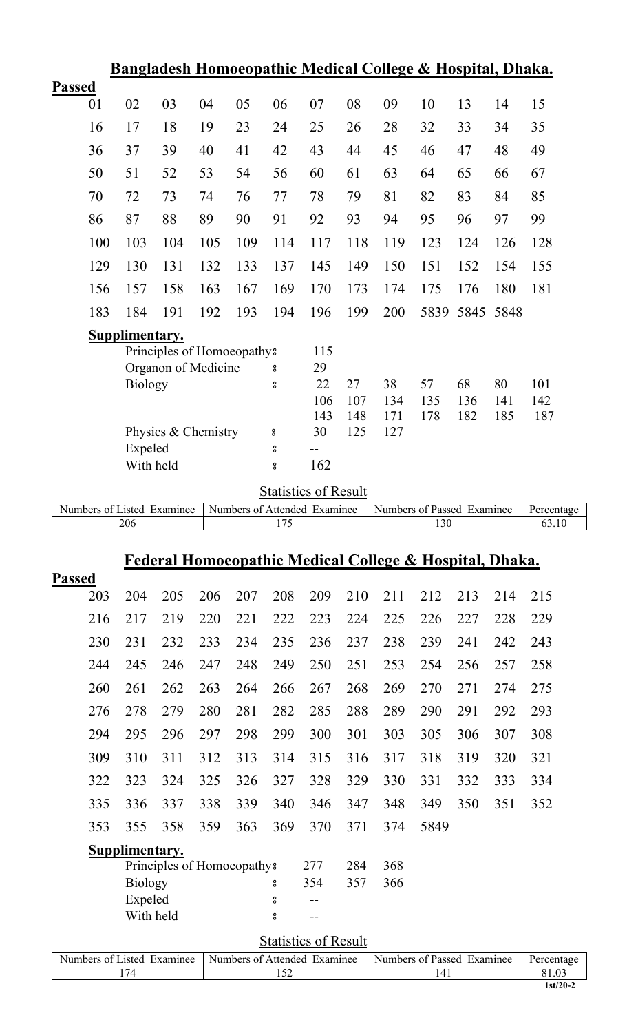## Bangladesh Homoeopathic Medical College & Hospital, Dhaka.

**Passed**

| | | | | | | | | | | | | |
|---|---|---|---|---|---|---|---|---|---|---|---|---|
| 01 | 02 | 03 | 04 | 05 | 06 | 07 | 08 | 09 | 10 | 13 | 14 | 15 |
| 16 | 17 | 18 | 19 | 23 | 24 | 25 | 26 | 28 | 32 | 33 | 34 | 35 |
| 36 | 37 | 39 | 40 | 41 | 42 | 43 | 44 | 45 | 46 | 47 | 48 | 49 |
| 50 | 51 | 52 | 53 | 54 | 56 | 60 | 61 | 63 | 64 | 65 | 66 | 67 |
| 70 | 72 | 73 | 74 | 76 | 77 | 78 | 79 | 81 | 82 | 83 | 84 | 85 |
| 86 | 87 | 88 | 89 | 90 | 91 | 92 | 93 | 94 | 95 | 96 | 97 | 99 |
| 100 | 103 | 104 | 105 | 109 | 114 | 117 | 118 | 119 | 123 | 124 | 126 | 128 |
| 129 | 130 | 131 | 132 | 133 | 137 | 145 | 149 | 150 | 151 | 152 | 154 | 155 |
| 156 | 157 | 158 | 163 | 167 | 169 | 170 | 173 | 174 | 175 | 176 | 180 | 181 |
| 183 | 184 | 191 | 192 | 193 | 194 | 196 | 199 | 200 | 5839 | 5845 | 5848 | |

**Supplimentary.**

| | | | | | | | |
|---|---|---|---|---|---|---|---|
| Principles of Homoeopathy : | 115 | | | | | | |
| Organon of Medicine : | 29 | | | | | | |
| Biology : | 22 | 27 | 38 | 57 | 68 | 80 | 101 |
| | 106 | 107 | 134 | 135 | 136 | 141 | 142 |
| | 143 | 148 | 171 | 178 | 182 | 185 | 187 |
| Physics & Chemistry : | 30 | 125 | 127 | | | | |
| Expeled : | -- | | | | | | |
| With held : | 162 | | | | | | |

Statistics of Result

| Numbers of Listed Examinee | Numbers of Attended Examinee | Numbers of Passed Examinee | Percentage |
|---|---|---|---|
| 206 | 175 | 130 | 63.10 |

## Federal Homoeopathic Medical College & Hospital, Dhaka.

**Passed**

| | | | | | | | | | | | | |
|---|---|---|---|---|---|---|---|---|---|---|---|---|
| 203 | 204 | 205 | 206 | 207 | 208 | 209 | 210 | 211 | 212 | 213 | 214 | 215 |
| 216 | 217 | 219 | 220 | 221 | 222 | 223 | 224 | 225 | 226 | 227 | 228 | 229 |
| 230 | 231 | 232 | 233 | 234 | 235 | 236 | 237 | 238 | 239 | 241 | 242 | 243 |
| 244 | 245 | 246 | 247 | 248 | 249 | 250 | 251 | 253 | 254 | 256 | 257 | 258 |
| 260 | 261 | 262 | 263 | 264 | 266 | 267 | 268 | 269 | 270 | 271 | 274 | 275 |
| 276 | 278 | 279 | 280 | 281 | 282 | 285 | 288 | 289 | 290 | 291 | 292 | 293 |
| 294 | 295 | 296 | 297 | 298 | 299 | 300 | 301 | 303 | 305 | 306 | 307 | 308 |
| 309 | 310 | 311 | 312 | 313 | 314 | 315 | 316 | 317 | 318 | 319 | 320 | 321 |
| 322 | 323 | 324 | 325 | 326 | 327 | 328 | 329 | 330 | 331 | 332 | 333 | 334 |
| 335 | 336 | 337 | 338 | 339 | 340 | 346 | 347 | 348 | 349 | 350 | 351 | 352 |
| 353 | 355 | 358 | 359 | 363 | 369 | 370 | 371 | 374 | 5849 | | | |

**Supplimentary.**

| | | | |
|---|---|---|---|
| Principles of Homoeopathy : | 277 | 284 | 368 |
| Biology : | 354 | 357 | 366 |
| Expeled : | -- | | |
| With held : | -- | | |

Statistics of Result

| Numbers of Listed Examinee | Numbers of Attended Examinee | Numbers of Passed Examinee | Percentage |
|---|---|---|---|
| 174 | 152 | 141 | 81.03 |

1st/20-2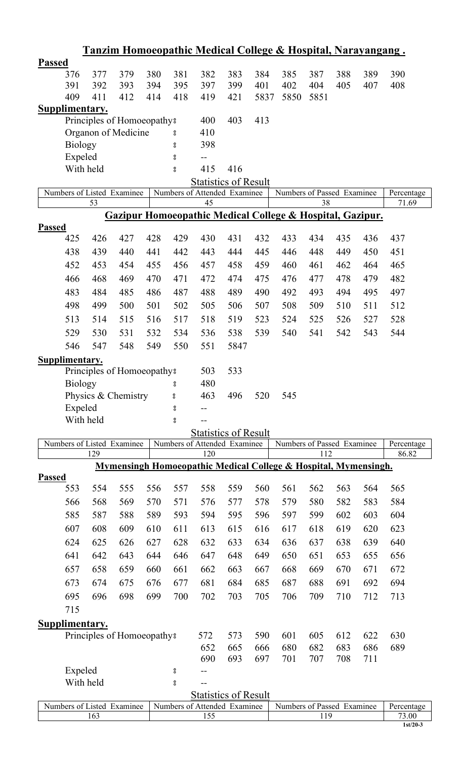## Tanzim Homoeopathic Medical College & Hospital, Narayangang .

**Passed**

| | | | | | | | | | | | | |
|---|---|---|---|---|---|---|---|---|---|---|---|---|
| 376 | 377 | 379 | 380 | 381 | 382 | 383 | 384 | 385 | 387 | 388 | 389 | 390 |
| 391 | 392 | 393 | 394 | 395 | 397 | 399 | 401 | 402 | 404 | 405 | 407 | 408 |
| 409 | 411 | 412 | 414 | 418 | 419 | 421 | 5837 | 5850 | 5851 | | | |

**Supplimentary.**

Principles of Homoeopathy : 400 403 413

Organon of Medicine : 410

Biology : 398

Expeled : --

With held : 415 416

**Statistics of Result**

| Numbers of Listed Examinee | Numbers of Attended Examinee | Numbers of Passed Examinee | Percentage |
|---|---|---|---|
| 53 | 45 | 38 | 71.69 |

## Gazipur Homoeopathic Medical College & Hospital, Gazipur.

**Passed**

| | | | | | | | | | | | | |
|---|---|---|---|---|---|---|---|---|---|---|---|---|
| 425 | 426 | 427 | 428 | 429 | 430 | 431 | 432 | 433 | 434 | 435 | 436 | 437 |
| 438 | 439 | 440 | 441 | 442 | 443 | 444 | 445 | 446 | 448 | 449 | 450 | 451 |
| 452 | 453 | 454 | 455 | 456 | 457 | 458 | 459 | 460 | 461 | 462 | 464 | 465 |
| 466 | 468 | 469 | 470 | 471 | 472 | 474 | 475 | 476 | 477 | 478 | 479 | 482 |
| 483 | 484 | 485 | 486 | 487 | 488 | 489 | 490 | 492 | 493 | 494 | 495 | 497 |
| 498 | 499 | 500 | 501 | 502 | 505 | 506 | 507 | 508 | 509 | 510 | 511 | 512 |
| 513 | 514 | 515 | 516 | 517 | 518 | 519 | 523 | 524 | 525 | 526 | 527 | 528 |
| 529 | 530 | 531 | 532 | 534 | 536 | 538 | 539 | 540 | 541 | 542 | 543 | 544 |
| 546 | 547 | 548 | 549 | 550 | 551 | 5847 | | | | | | |

**Supplimentary.**

Principles of Homoeopathy : 503 533

Biology : 480

Physics & Chemistry : 463 496 520 545

Expeled : --

With held : --

**Statistics of Result**

| Numbers of Listed Examinee | Numbers of Attended Examinee | Numbers of Passed Examinee | Percentage |
|---|---|---|---|
| 129 | 120 | 112 | 86.82 |

## Mymensingh Homoeopathic Medical College & Hospital, Mymensingh.

**Passed**

| | | | | | | | | | | | | |
|---|---|---|---|---|---|---|---|---|---|---|---|---|
| 553 | 554 | 555 | 556 | 557 | 558 | 559 | 560 | 561 | 562 | 563 | 564 | 565 |
| 566 | 568 | 569 | 570 | 571 | 576 | 577 | 578 | 579 | 580 | 582 | 583 | 584 |
| 585 | 587 | 588 | 589 | 593 | 594 | 595 | 596 | 597 | 599 | 602 | 603 | 604 |
| 607 | 608 | 609 | 610 | 611 | 613 | 615 | 616 | 617 | 618 | 619 | 620 | 623 |
| 624 | 625 | 626 | 627 | 628 | 632 | 633 | 634 | 636 | 637 | 638 | 639 | 640 |
| 641 | 642 | 643 | 644 | 646 | 647 | 648 | 649 | 650 | 651 | 653 | 655 | 656 |
| 657 | 658 | 659 | 660 | 661 | 662 | 663 | 667 | 668 | 669 | 670 | 671 | 672 |
| 673 | 674 | 675 | 676 | 677 | 681 | 684 | 685 | 687 | 688 | 691 | 692 | 694 |
| 695 | 696 | 698 | 699 | 700 | 702 | 703 | 705 | 706 | 709 | 710 | 712 | 713 |
| 715 | | | | | | | | | | | | |

**Supplimentary.**

Principles of Homoeopathy : 572 573 590 601 605 612 622 630
652 665 666 680 682 683 686 689
690 693 697 701 707 708 711

Expeled : --

With held : --

**Statistics of Result**

| Numbers of Listed Examinee | Numbers of Attended Examinee | Numbers of Passed Examinee | Percentage |
|---|---|---|---|
| 163 | 155 | 119 | 73.00 |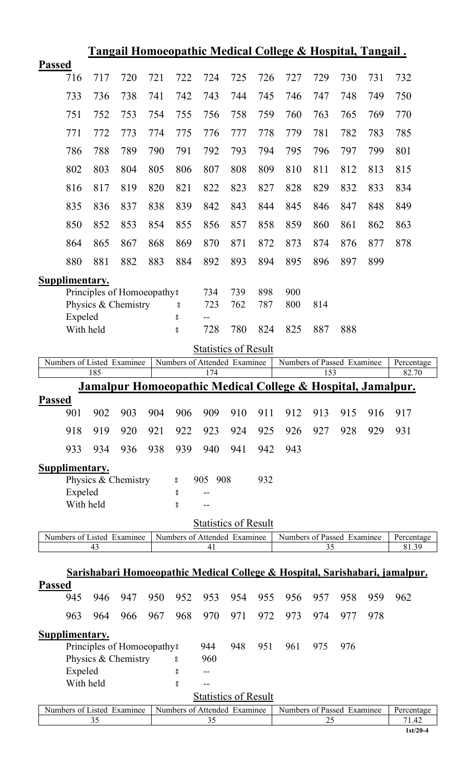## Tangail Homoeopathic Medical College & Hospital, Tangail .

**Passed**

| | | | | | | | | | | | | |
|---|---|---|---|---|---|---|---|---|---|---|---|---|
| 716 | 717 | 720 | 721 | 722 | 724 | 725 | 726 | 727 | 729 | 730 | 731 | 732 |
| 733 | 736 | 738 | 741 | 742 | 743 | 744 | 745 | 746 | 747 | 748 | 749 | 750 |
| 751 | 752 | 753 | 754 | 755 | 756 | 758 | 759 | 760 | 763 | 765 | 769 | 770 |
| 771 | 772 | 773 | 774 | 775 | 776 | 777 | 778 | 779 | 781 | 782 | 783 | 785 |
| 786 | 788 | 789 | 790 | 791 | 792 | 793 | 794 | 795 | 796 | 797 | 799 | 801 |
| 802 | 803 | 804 | 805 | 806 | 807 | 808 | 809 | 810 | 811 | 812 | 813 | 815 |
| 816 | 817 | 819 | 820 | 821 | 822 | 823 | 827 | 828 | 829 | 832 | 833 | 834 |
| 835 | 836 | 837 | 838 | 839 | 842 | 843 | 844 | 845 | 846 | 847 | 848 | 849 |
| 850 | 852 | 853 | 854 | 855 | 856 | 857 | 858 | 859 | 860 | 861 | 862 | 863 |
| 864 | 865 | 867 | 868 | 869 | 870 | 871 | 872 | 873 | 874 | 876 | 877 | 878 |
| 880 | 881 | 882 | 883 | 884 | 892 | 893 | 894 | 895 | 896 | 897 | 899 | |

**Supplimentary.**

Principles of Homoeopathy : 734 739 898 900

Physics & Chemistry : 723 762 787 800 814

Expeled : --

With held : 728 780 824 825 887 888

Statistics of Result

| Numbers of Listed Examinee | Numbers of Attended Examinee | Numbers of Passed Examinee | Percentage |
|---|---|---|---|
| 185 | 174 | 153 | 82.70 |

## Jamalpur Homoeopathic Medical College & Hospital, Jamalpur.

**Passed**

| | | | | | | | | | | | | |
|---|---|---|---|---|---|---|---|---|---|---|---|---|
| 901 | 902 | 903 | 904 | 906 | 909 | 910 | 911 | 912 | 913 | 915 | 916 | 917 |
| 918 | 919 | 920 | 921 | 922 | 923 | 924 | 925 | 926 | 927 | 928 | 929 | 931 |
| 933 | 934 | 936 | 938 | 939 | 940 | 941 | 942 | 943 | | | | |

**Supplimentary.**

Physics & Chemistry : 905 908 932

Expeled : --

With held : --

Statistics of Result

| Numbers of Listed Examinee | Numbers of Attended Examinee | Numbers of Passed Examinee | Percentage |
|---|---|---|---|
| 43 | 41 | 35 | 81.39 |

## Sarishabari Homoeopathic Medical College & Hospital, Sarishabari, jamalpur.

**Passed**

| | | | | | | | | | | | | |
|---|---|---|---|---|---|---|---|---|---|---|---|---|
| 945 | 946 | 947 | 950 | 952 | 953 | 954 | 955 | 956 | 957 | 958 | 959 | 962 |
| 963 | 964 | 966 | 967 | 968 | 970 | 971 | 972 | 973 | 974 | 977 | 978 | |

**Supplimentary.**

Principles of Homoeopathy : 944 948 951 961 975 976

Physics & Chemistry : 960

Expeled : --

With held : --

Statistics of Result

| Numbers of Listed Examinee | Numbers of Attended Examinee | Numbers of Passed Examinee | Percentage |
|---|---|---|---|
| 35 | 35 | 25 | 71.42 |

1st/20-4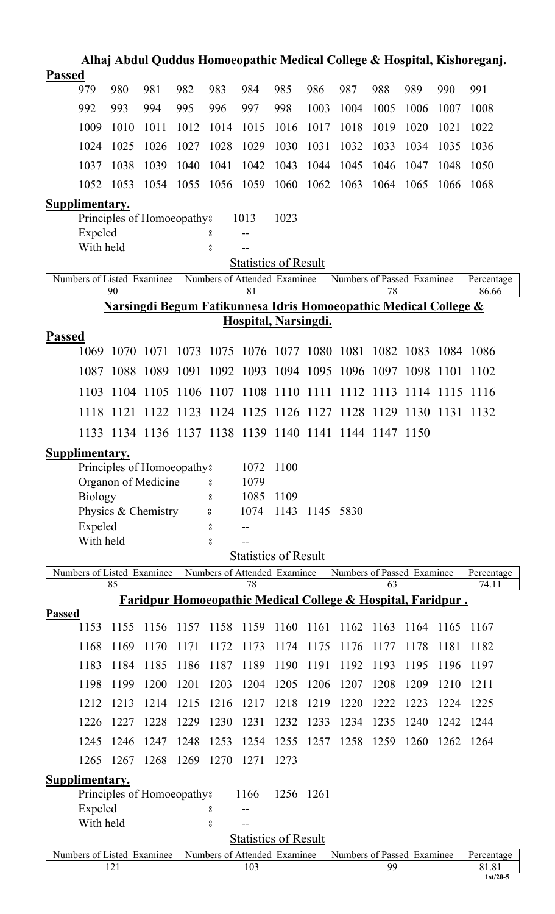## Alhaj Abdul Quddus Homoeopathic Medical College & Hospital, Kishoreganj.

**Passed**

| | | | | | | | | | | | | |
|---|---|---|---|---|---|---|---|---|---|---|---|---|
| 979 | 980 | 981 | 982 | 983 | 984 | 985 | 986 | 987 | 988 | 989 | 990 | 991 |
| 992 | 993 | 994 | 995 | 996 | 997 | 998 | 1003 | 1004 | 1005 | 1006 | 1007 | 1008 |
| 1009 | 1010 | 1011 | 1012 | 1014 | 1015 | 1016 | 1017 | 1018 | 1019 | 1020 | 1021 | 1022 |
| 1024 | 1025 | 1026 | 1027 | 1028 | 1029 | 1030 | 1031 | 1032 | 1033 | 1034 | 1035 | 1036 |
| 1037 | 1038 | 1039 | 1040 | 1041 | 1042 | 1043 | 1044 | 1045 | 1046 | 1047 | 1048 | 1050 |
| 1052 | 1053 | 1054 | 1055 | 1056 | 1059 | 1060 | 1062 | 1063 | 1064 | 1065 | 1066 | 1068 |

**Supplimentary.**

Principles of Homoeopathy : 1013 1023

Expeled : --

With held : --

Statistics of Result

| Numbers of Listed Examinee | Numbers of Attended Examinee | Numbers of Passed Examinee | Percentage |
|---|---|---|---|
| 90 | 81 | 78 | 86.66 |

## Narsingdi Begum Fatikunnesa Idris Homoeopathic Medical College & Hospital, Narsingdi.

**Passed**

| | | | | | | | | | | | | |
|---|---|---|---|---|---|---|---|---|---|---|---|---|
| 1069 | 1070 | 1071 | 1073 | 1075 | 1076 | 1077 | 1080 | 1081 | 1082 | 1083 | 1084 | 1086 |
| 1087 | 1088 | 1089 | 1091 | 1092 | 1093 | 1094 | 1095 | 1096 | 1097 | 1098 | 1101 | 1102 |
| 1103 | 1104 | 1105 | 1106 | 1107 | 1108 | 1110 | 1111 | 1112 | 1113 | 1114 | 1115 | 1116 |
| 1118 | 1121 | 1122 | 1123 | 1124 | 1125 | 1126 | 1127 | 1128 | 1129 | 1130 | 1131 | 1132 |
| 1133 | 1134 | 1136 | 1137 | 1138 | 1139 | 1140 | 1141 | 1144 | 1147 | 1150 | | |

**Supplimentary.**

Principles of Homoeopathy : 1072 1100

Organon of Medicine : 1079

Biology : 1085 1109

Physics & Chemistry : 1074 1143 1145 5830

Expeled : --

With held : --

Statistics of Result

| Numbers of Listed Examinee | Numbers of Attended Examinee | Numbers of Passed Examinee | Percentage |
|---|---|---|---|
| 85 | 78 | 63 | 74.11 |

## Faridpur Homoeopathic Medical College & Hospital, Faridpur .

**Passed**

| | | | | | | | | | | | | |
|---|---|---|---|---|---|---|---|---|---|---|---|---|
| 1153 | 1155 | 1156 | 1157 | 1158 | 1159 | 1160 | 1161 | 1162 | 1163 | 1164 | 1165 | 1167 |
| 1168 | 1169 | 1170 | 1171 | 1172 | 1173 | 1174 | 1175 | 1176 | 1177 | 1178 | 1181 | 1182 |
| 1183 | 1184 | 1185 | 1186 | 1187 | 1189 | 1190 | 1191 | 1192 | 1193 | 1195 | 1196 | 1197 |
| 1198 | 1199 | 1200 | 1201 | 1203 | 1204 | 1205 | 1206 | 1207 | 1208 | 1209 | 1210 | 1211 |
| 1212 | 1213 | 1214 | 1215 | 1216 | 1217 | 1218 | 1219 | 1220 | 1222 | 1223 | 1224 | 1225 |
| 1226 | 1227 | 1228 | 1229 | 1230 | 1231 | 1232 | 1233 | 1234 | 1235 | 1240 | 1242 | 1244 |
| 1245 | 1246 | 1247 | 1248 | 1253 | 1254 | 1255 | 1257 | 1258 | 1259 | 1260 | 1262 | 1264 |
| 1265 | 1267 | 1268 | 1269 | 1270 | 1271 | 1273 | | | | | | |

**Supplimentary.**

Principles of Homoeopathy : 1166 1256 1261

Expeled : --

With held : --

Statistics of Result

| Numbers of Listed Examinee | Numbers of Attended Examinee | Numbers of Passed Examinee | Percentage |
|---|---|---|---|
| 121 | 103 | 99 | 81.81 |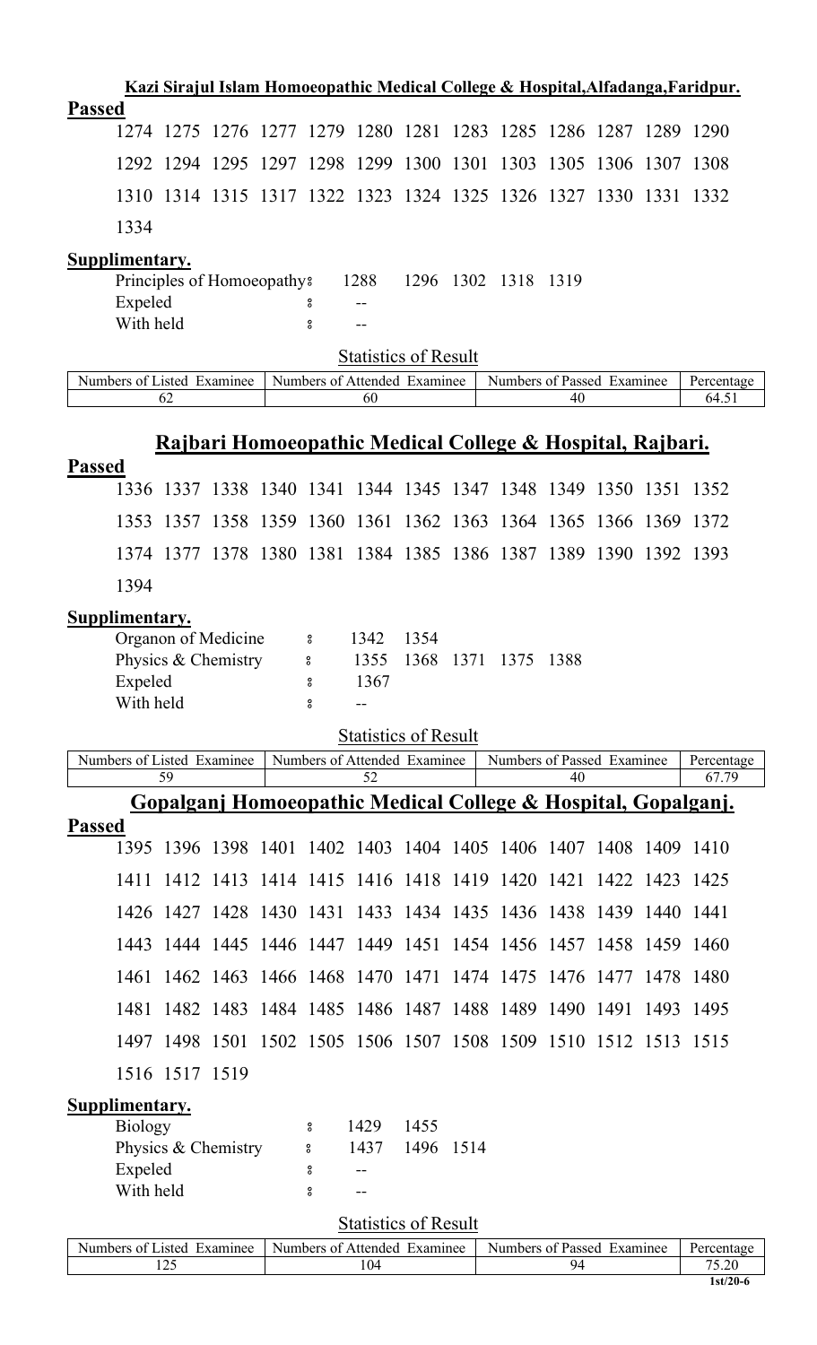## Kazi Sirajul Islam Homoeopathic Medical College & Hospital,Alfadanga,Faridpur.

**Passed**

1274 1275 1276 1277 1279 1280 1281 1283 1285 1286 1287 1289 1290

1292 1294 1295 1297 1298 1299 1300 1301 1303 1305 1306 1307 1308

1310 1314 1315 1317 1322 1323 1324 1325 1326 1327 1330 1331 1332

1334

**Supplimentary.**

Principles of Homoeopathy : 1288 1296 1302 1318 1319

Expeled : --

With held : --

Statistics of Result

| Numbers of Listed Examinee | Numbers of Attended Examinee | Numbers of Passed Examinee | Percentage |
|---|---|---|---|
| 62 | 60 | 40 | 64.51 |

## Rajbari Homoeopathic Medical College & Hospital, Rajbari.

**Passed**

1336 1337 1338 1340 1341 1344 1345 1347 1348 1349 1350 1351 1352

1353 1357 1358 1359 1360 1361 1362 1363 1364 1365 1366 1369 1372

1374 1377 1378 1380 1381 1384 1385 1386 1387 1389 1390 1392 1393

1394

**Supplimentary.**

Organon of Medicine : 1342 1354

Physics & Chemistry : 1355 1368 1371 1375 1388

Expeled : 1367

With held : --

Statistics of Result

| Numbers of Listed Examinee | Numbers of Attended Examinee | Numbers of Passed Examinee | Percentage |
|---|---|---|---|
| 59 | 52 | 40 | 67.79 |

## Gopalganj Homoeopathic Medical College & Hospital, Gopalganj.

**Passed**

1395 1396 1398 1401 1402 1403 1404 1405 1406 1407 1408 1409 1410

1411 1412 1413 1414 1415 1416 1418 1419 1420 1421 1422 1423 1425

1426 1427 1428 1430 1431 1433 1434 1435 1436 1438 1439 1440 1441

1443 1444 1445 1446 1447 1449 1451 1454 1456 1457 1458 1459 1460

1461 1462 1463 1466 1468 1470 1471 1474 1475 1476 1477 1478 1480

1481 1482 1483 1484 1485 1486 1487 1488 1489 1490 1491 1493 1495

1497 1498 1501 1502 1505 1506 1507 1508 1509 1510 1512 1513 1515

1516 1517 1519

**Supplimentary.**

Biology : 1429 1455

Physics & Chemistry : 1437 1496 1514

Expeled : --

With held : --

Statistics of Result

| Numbers of Listed Examinee | Numbers of Attended Examinee | Numbers of Passed Examinee | Percentage |
|---|---|---|---|
| 125 | 104 | 94 | 75.20 |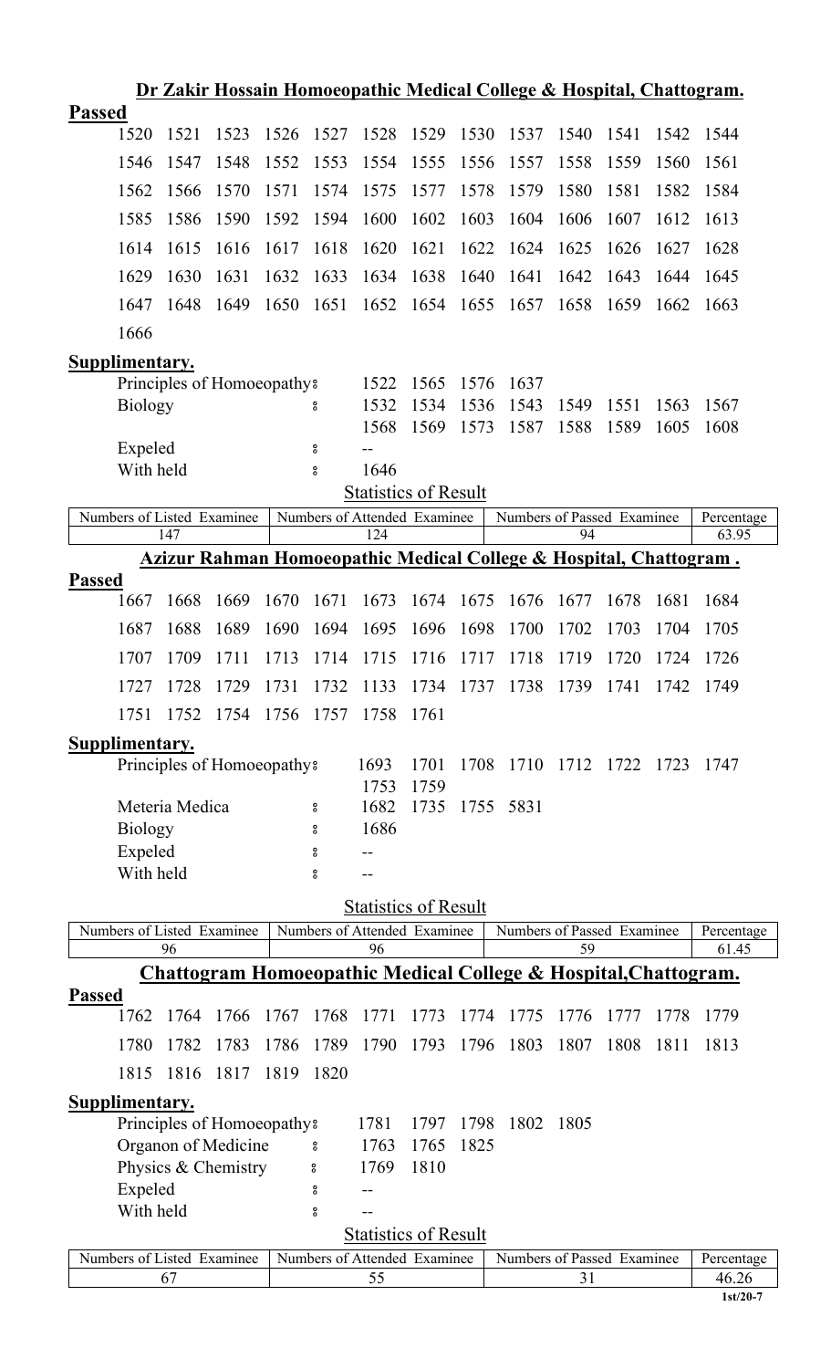## Dr Zakir Hossain Homoeopathic Medical College & Hospital, Chattogram.

**Passed**

1520 1521 1523 1526 1527 1528 1529 1530 1537 1540 1541 1542 1544
1546 1547 1548 1552 1553 1554 1555 1556 1557 1558 1559 1560 1561
1562 1566 1570 1571 1574 1575 1577 1578 1579 1580 1581 1582 1584
1585 1586 1590 1592 1594 1600 1602 1603 1604 1606 1607 1612 1613
1614 1615 1616 1617 1618 1620 1621 1622 1624 1625 1626 1627 1628
1629 1630 1631 1632 1633 1634 1638 1640 1641 1642 1643 1644 1645
1647 1648 1649 1650 1651 1652 1654 1655 1657 1658 1659 1662 1663
1666

**Supplimentary.**

Principles of Homoeopathy: 1522 1565 1576 1637
Biology : 1532 1534 1536 1543 1549 1551 1563 1567 1568 1569 1573 1587 1588 1589 1605 1608
Expeled : --
With held : 1646

Statistics of Result

| Numbers of Listed Examinee | Numbers of Attended Examinee | Numbers of Passed Examinee | Percentage |
|---|---|---|---|
| 147 | 124 | 94 | 63.95 |

## Azizur Rahman Homoeopathic Medical College & Hospital, Chattogram .

**Passed**

1667 1668 1669 1670 1671 1673 1674 1675 1676 1677 1678 1681 1684
1687 1688 1689 1690 1694 1695 1696 1698 1700 1702 1703 1704 1705
1707 1709 1711 1713 1714 1715 1716 1717 1718 1719 1720 1724 1726
1727 1728 1729 1731 1732 1133 1734 1737 1738 1739 1741 1742 1749
1751 1752 1754 1756 1757 1758 1761

**Supplimentary.**

Principles of Homoeopathy: 1693 1701 1708 1710 1712 1722 1723 1747 1753 1759
Meteria Medica : 1682 1735 1755 5831
Biology : 1686
Expeled : --
With held : --

Statistics of Result

| Numbers of Listed Examinee | Numbers of Attended Examinee | Numbers of Passed Examinee | Percentage |
|---|---|---|---|
| 96 | 96 | 59 | 61.45 |

## Chattogram Homoeopathic Medical College & Hospital,Chattogram.

**Passed**

1762 1764 1766 1767 1768 1771 1773 1774 1775 1776 1777 1778 1779
1780 1782 1783 1786 1789 1790 1793 1796 1803 1807 1808 1811 1813
1815 1816 1817 1819 1820

**Supplimentary.**

Principles of Homoeopathy: 1781 1797 1798 1802 1805
Organon of Medicine : 1763 1765 1825
Physics & Chemistry : 1769 1810
Expeled : --
With held : --

Statistics of Result

| Numbers of Listed Examinee | Numbers of Attended Examinee | Numbers of Passed Examinee | Percentage |
|---|---|---|---|
| 67 | 55 | 31 | 46.26 |

1st/20-7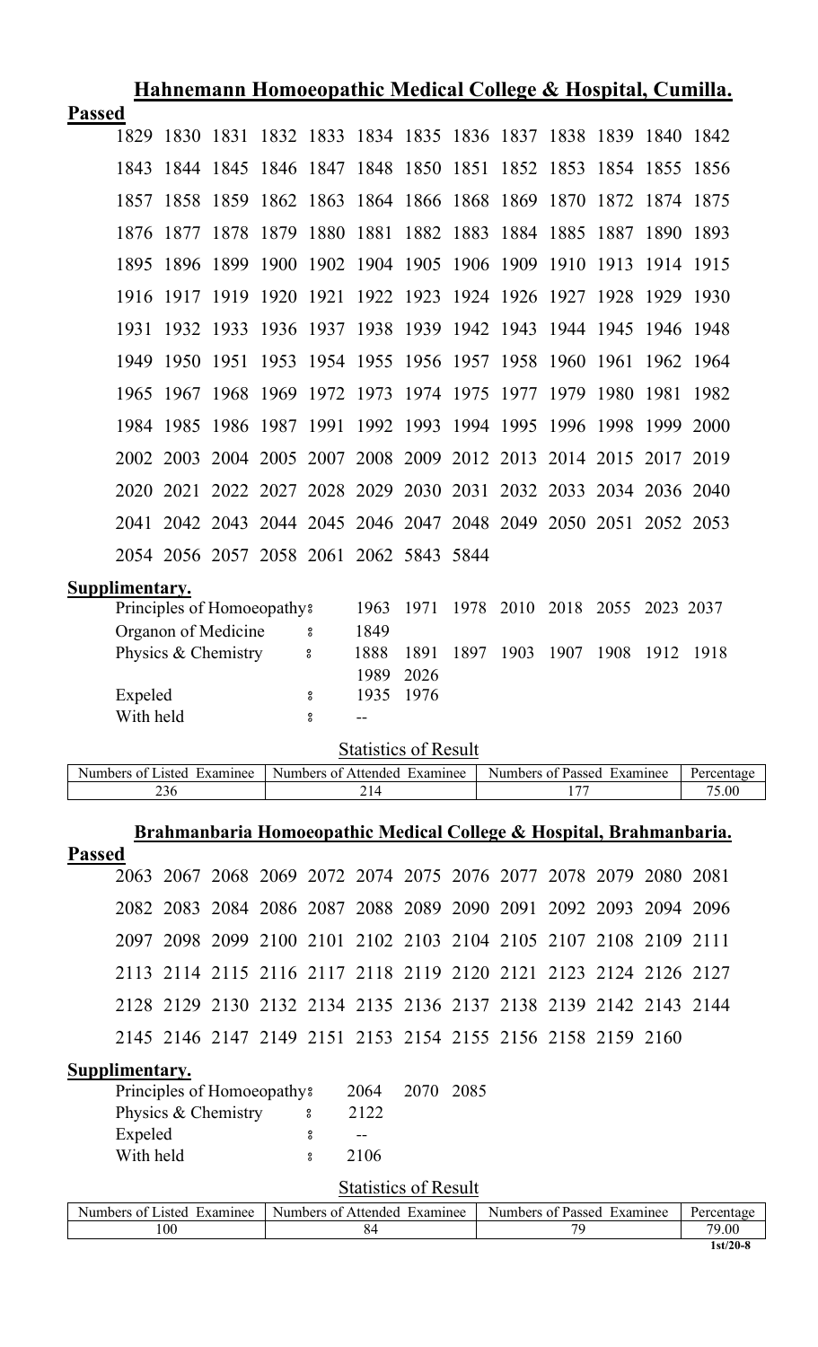## Hahnemann Homoeopathic Medical College & Hospital, Cumilla.

**Passed**

1829 1830 1831 1832 1833 1834 1835 1836 1837 1838 1839 1840 1842
1843 1844 1845 1846 1847 1848 1850 1851 1852 1853 1854 1855 1856
1857 1858 1859 1862 1863 1864 1866 1868 1869 1870 1872 1874 1875
1876 1877 1878 1879 1880 1881 1882 1883 1884 1885 1887 1890 1893
1895 1896 1899 1900 1902 1904 1905 1906 1909 1910 1913 1914 1915
1916 1917 1919 1920 1921 1922 1923 1924 1926 1927 1928 1929 1930
1931 1932 1933 1936 1937 1938 1939 1942 1943 1944 1945 1946 1948
1949 1950 1951 1953 1954 1955 1956 1957 1958 1960 1961 1962 1964
1965 1967 1968 1969 1972 1973 1974 1975 1977 1979 1980 1981 1982
1984 1985 1986 1987 1991 1992 1993 1994 1995 1996 1998 1999 2000
2002 2003 2004 2005 2007 2008 2009 2012 2013 2014 2015 2017 2019
2020 2021 2022 2027 2028 2029 2030 2031 2032 2033 2034 2036 2040
2041 2042 2043 2044 2045 2046 2047 2048 2049 2050 2051 2052 2053
2054 2056 2057 2058 2061 2062 5843 5844

**Supplimentary.**

Principles of Homoeopathy : 1963 1971 1978 2010 2018 2055 2023 2037
Organon of Medicine : 1849
Physics & Chemistry : 1888 1891 1897 1903 1907 1908 1912 1918 1989 2026
Expeled : 1935 1976
With held : --

Statistics of Result

| Numbers of Listed Examinee | Numbers of Attended Examinee | Numbers of Passed Examinee | Percentage |
|---|---|---|---|
| 236 | 214 | 177 | 75.00 |

## Brahmanbaria Homoeopathic Medical College & Hospital, Brahmanbaria.

**Passed**

2063 2067 2068 2069 2072 2074 2075 2076 2077 2078 2079 2080 2081
2082 2083 2084 2086 2087 2088 2089 2090 2091 2092 2093 2094 2096
2097 2098 2099 2100 2101 2102 2103 2104 2105 2107 2108 2109 2111
2113 2114 2115 2116 2117 2118 2119 2120 2121 2123 2124 2126 2127
2128 2129 2130 2132 2134 2135 2136 2137 2138 2139 2142 2143 2144
2145 2146 2147 2149 2151 2153 2154 2155 2156 2158 2159 2160

**Supplimentary.**

Principles of Homoeopathy : 2064 2070 2085
Physics & Chemistry : 2122
Expeled : --
With held : 2106

Statistics of Result

| Numbers of Listed Examinee | Numbers of Attended Examinee | Numbers of Passed Examinee | Percentage |
|---|---|---|---|
| 100 | 84 | 79 | 79.00 |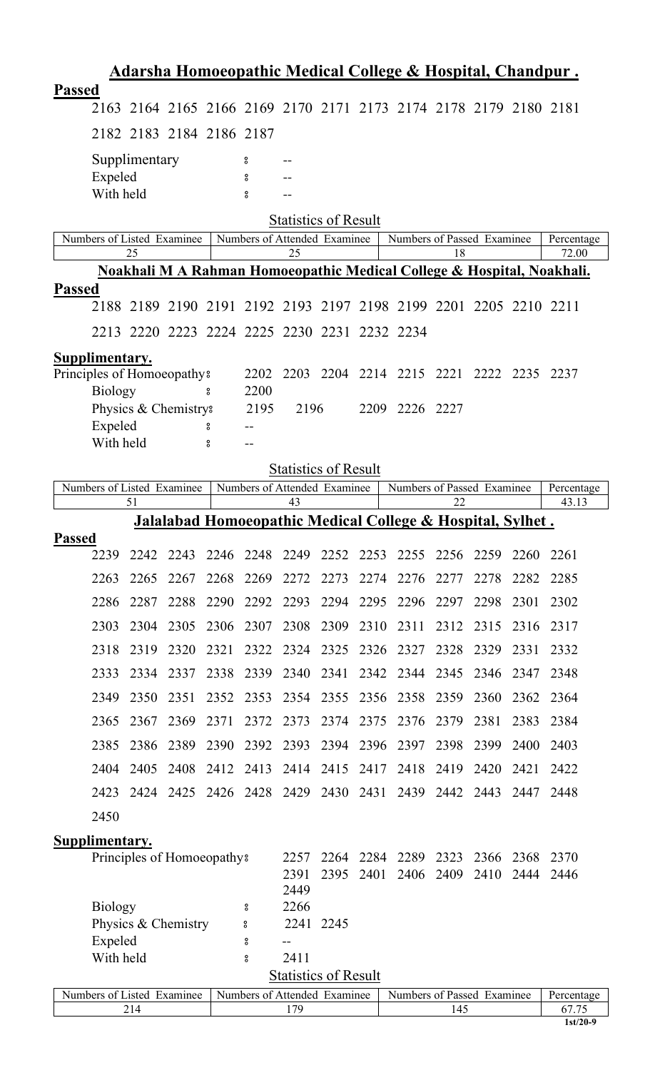## Adarsha Homoeopathic Medical College & Hospital, Chandpur .

**Passed**

2163 2164 2165 2166 2169 2170 2171 2173 2174 2178 2179 2180 2181

2182 2183 2184 2186 2187

Supplimentary : --
Expeled : --
With held : --

Statistics of Result

| Numbers of Listed Examinee | Numbers of Attended Examinee | Numbers of Passed Examinee | Percentage |
|---|---|---|---|
| 25 | 25 | 18 | 72.00 |

## Noakhali M A Rahman Homoeopathic Medical College & Hospital, Noakhali.

**Passed**

2188 2189 2190 2191 2192 2193 2197 2198 2199 2201 2205 2210 2211

2213 2220 2223 2224 2225 2230 2231 2232 2234

**Supplimentary.**

Principles of Homoeopathy: 2202 2203 2204 2214 2215 2221 2222 2235 2237
Biology : 2200
Physics & Chemistry: 2195 2196 2209 2226 2227
Expeled : --
With held : --

Statistics of Result

| Numbers of Listed Examinee | Numbers of Attended Examinee | Numbers of Passed Examinee | Percentage |
|---|---|---|---|
| 51 | 43 | 22 | 43.13 |

## Jalalabad Homoeopathic Medical College & Hospital, Sylhet .

**Passed**

2239 2242 2243 2246 2248 2249 2252 2253 2255 2256 2259 2260 2261

2263 2265 2267 2268 2269 2272 2273 2274 2276 2277 2278 2282 2285

2286 2287 2288 2290 2292 2293 2294 2295 2296 2297 2298 2301 2302

2303 2304 2305 2306 2307 2308 2309 2310 2311 2312 2315 2316 2317

2318 2319 2320 2321 2322 2324 2325 2326 2327 2328 2329 2331 2332

2333 2334 2337 2338 2339 2340 2341 2342 2344 2345 2346 2347 2348

2349 2350 2351 2352 2353 2354 2355 2356 2358 2359 2360 2362 2364

2365 2367 2369 2371 2372 2373 2374 2375 2376 2379 2381 2383 2384

2385 2386 2389 2390 2392 2393 2394 2396 2397 2398 2399 2400 2403

2404 2405 2408 2412 2413 2414 2415 2417 2418 2419 2420 2421 2422

2423 2424 2425 2426 2428 2429 2430 2431 2439 2442 2443 2447 2448

2450

**Supplimentary.**

Principles of Homoeopathy: 2257 2264 2284 2289 2323 2366 2368 2370
2391 2395 2401 2406 2409 2410 2444 2446
2449
Biology : 2266
Physics & Chemistry : 2241 2245
Expeled : --
With held : 2411

Statistics of Result

| Numbers of Listed Examinee | Numbers of Attended Examinee | Numbers of Passed Examinee | Percentage |
|---|---|---|---|
| 214 | 179 | 145 | 67.75 |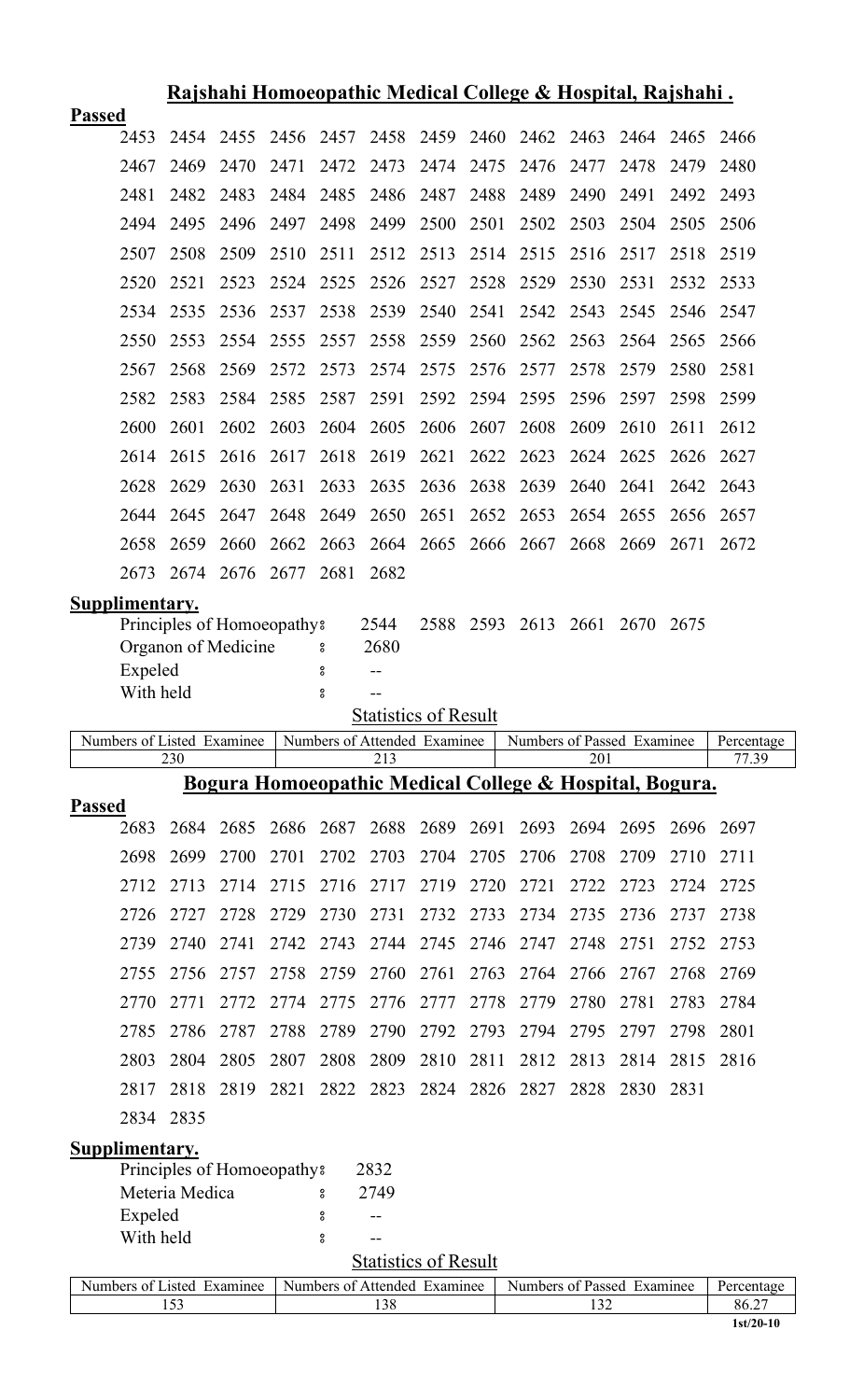## Rajshahi Homoeopathic Medical College & Hospital, Rajshahi .

**Passed**

| | | | | | | | | | | | | |
|---|---|---|---|---|---|---|---|---|---|---|---|---|
| 2453 | 2454 | 2455 | 2456 | 2457 | 2458 | 2459 | 2460 | 2462 | 2463 | 2464 | 2465 | 2466 |
| 2467 | 2469 | 2470 | 2471 | 2472 | 2473 | 2474 | 2475 | 2476 | 2477 | 2478 | 2479 | 2480 |
| 2481 | 2482 | 2483 | 2484 | 2485 | 2486 | 2487 | 2488 | 2489 | 2490 | 2491 | 2492 | 2493 |
| 2494 | 2495 | 2496 | 2497 | 2498 | 2499 | 2500 | 2501 | 2502 | 2503 | 2504 | 2505 | 2506 |
| 2507 | 2508 | 2509 | 2510 | 2511 | 2512 | 2513 | 2514 | 2515 | 2516 | 2517 | 2518 | 2519 |
| 2520 | 2521 | 2523 | 2524 | 2525 | 2526 | 2527 | 2528 | 2529 | 2530 | 2531 | 2532 | 2533 |
| 2534 | 2535 | 2536 | 2537 | 2538 | 2539 | 2540 | 2541 | 2542 | 2543 | 2545 | 2546 | 2547 |
| 2550 | 2553 | 2554 | 2555 | 2557 | 2558 | 2559 | 2560 | 2562 | 2563 | 2564 | 2565 | 2566 |
| 2567 | 2568 | 2569 | 2572 | 2573 | 2574 | 2575 | 2576 | 2577 | 2578 | 2579 | 2580 | 2581 |
| 2582 | 2583 | 2584 | 2585 | 2587 | 2591 | 2592 | 2594 | 2595 | 2596 | 2597 | 2598 | 2599 |
| 2600 | 2601 | 2602 | 2603 | 2604 | 2605 | 2606 | 2607 | 2608 | 2609 | 2610 | 2611 | 2612 |
| 2614 | 2615 | 2616 | 2617 | 2618 | 2619 | 2621 | 2622 | 2623 | 2624 | 2625 | 2626 | 2627 |
| 2628 | 2629 | 2630 | 2631 | 2633 | 2635 | 2636 | 2638 | 2639 | 2640 | 2641 | 2642 | 2643 |
| 2644 | 2645 | 2647 | 2648 | 2649 | 2650 | 2651 | 2652 | 2653 | 2654 | 2655 | 2656 | 2657 |
| 2658 | 2659 | 2660 | 2662 | 2663 | 2664 | 2665 | 2666 | 2667 | 2668 | 2669 | 2671 | 2672 |
| 2673 | 2674 | 2676 | 2677 | 2681 | 2682 | | | | | | | |

**Supplimentary.**

Principles of Homoeopathy : 2544 2588 2593 2613 2661 2670 2675

Organon of Medicine : 2680

Expeled : --

With held : --

**Statistics of Result**

| Numbers of Listed Examinee | Numbers of Attended Examinee | Numbers of Passed Examinee | Percentage |
|---|---|---|---|
| 230 | 213 | 201 | 77.39 |

## Bogura Homoeopathic Medical College & Hospital, Bogura.

**Passed**

| | | | | | | | | | | | | |
|---|---|---|---|---|---|---|---|---|---|---|---|---|
| 2683 | 2684 | 2685 | 2686 | 2687 | 2688 | 2689 | 2691 | 2693 | 2694 | 2695 | 2696 | 2697 |
| 2698 | 2699 | 2700 | 2701 | 2702 | 2703 | 2704 | 2705 | 2706 | 2708 | 2709 | 2710 | 2711 |
| 2712 | 2713 | 2714 | 2715 | 2716 | 2717 | 2719 | 2720 | 2721 | 2722 | 2723 | 2724 | 2725 |
| 2726 | 2727 | 2728 | 2729 | 2730 | 2731 | 2732 | 2733 | 2734 | 2735 | 2736 | 2737 | 2738 |
| 2739 | 2740 | 2741 | 2742 | 2743 | 2744 | 2745 | 2746 | 2747 | 2748 | 2751 | 2752 | 2753 |
| 2755 | 2756 | 2757 | 2758 | 2759 | 2760 | 2761 | 2763 | 2764 | 2766 | 2767 | 2768 | 2769 |
| 2770 | 2771 | 2772 | 2774 | 2775 | 2776 | 2777 | 2778 | 2779 | 2780 | 2781 | 2783 | 2784 |
| 2785 | 2786 | 2787 | 2788 | 2789 | 2790 | 2792 | 2793 | 2794 | 2795 | 2797 | 2798 | 2801 |
| 2803 | 2804 | 2805 | 2807 | 2808 | 2809 | 2810 | 2811 | 2812 | 2813 | 2814 | 2815 | 2816 |
| 2817 | 2818 | 2819 | 2821 | 2822 | 2823 | 2824 | 2826 | 2827 | 2828 | 2830 | 2831 | |
| 2834 | 2835 | | | | | | | | | | | |

**Supplimentary.**

Principles of Homoeopathy : 2832

Meteria Medica : 2749

Expeled : --

With held : --

**Statistics of Result**

| Numbers of Listed Examinee | Numbers of Attended Examinee | Numbers of Passed Examinee | Percentage |
|---|---|---|---|
| 153 | 138 | 132 | 86.27 |

1st/20-10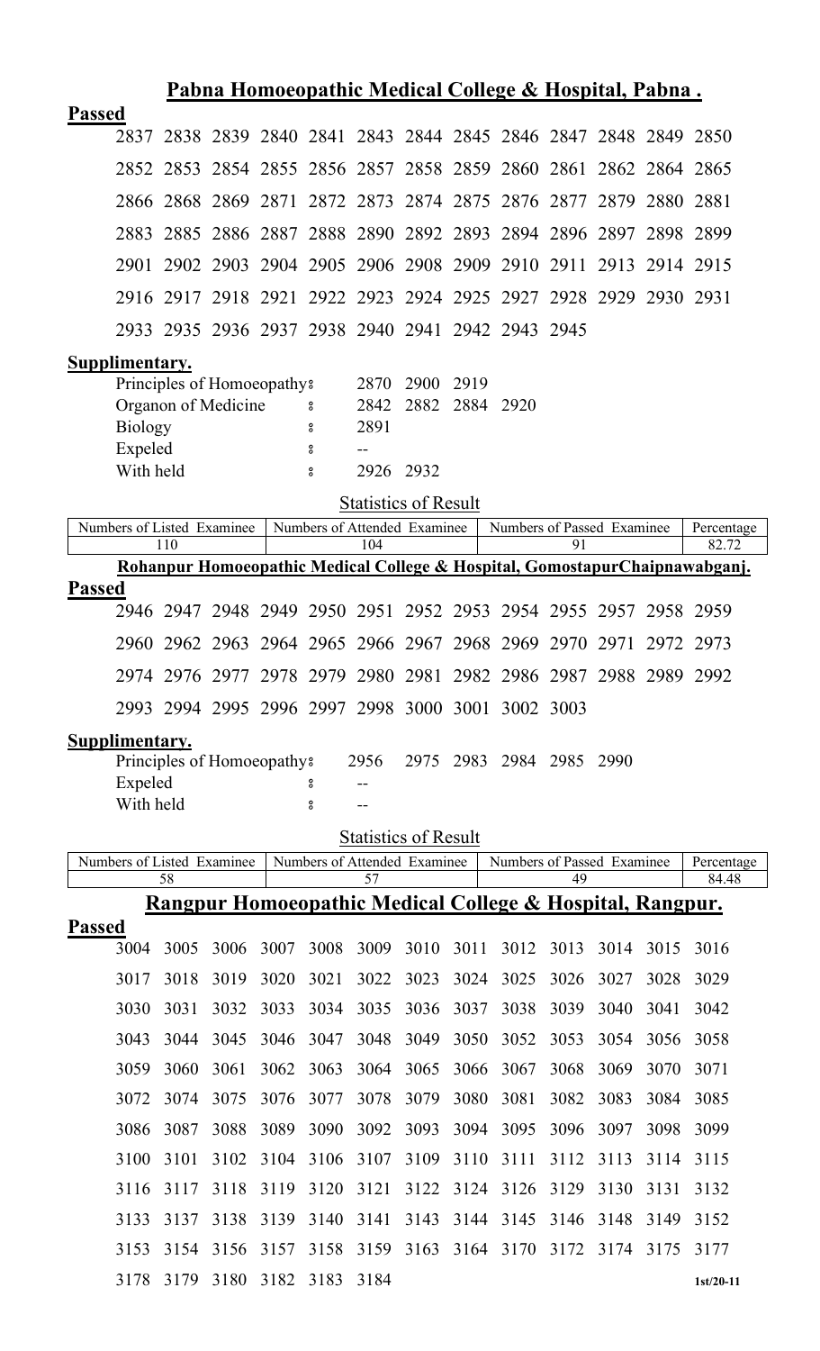## Pabna Homoeopathic Medical College & Hospital, Pabna.

**Passed**

2837 2838 2839 2840 2841 2843 2844 2845 2846 2847 2848 2849 2850

2852 2853 2854 2855 2856 2857 2858 2859 2860 2861 2862 2864 2865

2866 2868 2869 2871 2872 2873 2874 2875 2876 2877 2879 2880 2881

2883 2885 2886 2887 2888 2890 2892 2893 2894 2896 2897 2898 2899

2901 2902 2903 2904 2905 2906 2908 2909 2910 2911 2913 2914 2915

2916 2917 2918 2921 2922 2923 2924 2925 2927 2928 2929 2930 2931

2933 2935 2936 2937 2938 2940 2941 2942 2943 2945

**Supplimentary.**

Principles of Homoeopathy : 2870 2900 2919

Organon of Medicine : 2842 2882 2884 2920

Biology : 2891

Expeled : --

With held : 2926 2932

Statistics of Result

| Numbers of Listed Examinee | Numbers of Attended Examinee | Numbers of Passed Examinee | Percentage |
|---|---|---|---|
| 110 | 104 | 91 | 82.72 |

## Rohanpur Homoeopathic Medical College & Hospital, GomostapurChaipnawabganj.

**Passed**

2946 2947 2948 2949 2950 2951 2952 2953 2954 2955 2957 2958 2959

2960 2962 2963 2964 2965 2966 2967 2968 2969 2970 2971 2972 2973

2974 2976 2977 2978 2979 2980 2981 2982 2986 2987 2988 2989 2992

2993 2994 2995 2996 2997 2998 3000 3001 3002 3003

**Supplimentary.**

Principles of Homoeopathy : 2956 2975 2983 2984 2985 2990

Expeled : --

With held : --

Statistics of Result

| Numbers of Listed Examinee | Numbers of Attended Examinee | Numbers of Passed Examinee | Percentage |
|---|---|---|---|
| 58 | 57 | 49 | 84.48 |

## Rangpur Homoeopathic Medical College & Hospital, Rangpur.

**Passed**

3004 3005 3006 3007 3008 3009 3010 3011 3012 3013 3014 3015 3016

3017 3018 3019 3020 3021 3022 3023 3024 3025 3026 3027 3028 3029

3030 3031 3032 3033 3034 3035 3036 3037 3038 3039 3040 3041 3042

3043 3044 3045 3046 3047 3048 3049 3050 3052 3053 3054 3056 3058

3059 3060 3061 3062 3063 3064 3065 3066 3067 3068 3069 3070 3071

3072 3074 3075 3076 3077 3078 3079 3080 3081 3082 3083 3084 3085

3086 3087 3088 3089 3090 3092 3093 3094 3095 3096 3097 3098 3099

3100 3101 3102 3104 3106 3107 3109 3110 3111 3112 3113 3114 3115

3116 3117 3118 3119 3120 3121 3122 3124 3126 3129 3130 3131 3132

3133 3137 3138 3139 3140 3141 3143 3144 3145 3146 3148 3149 3152

3153 3154 3156 3157 3158 3159 3163 3164 3170 3172 3174 3175 3177

3178 3179 3180 3182 3183 3184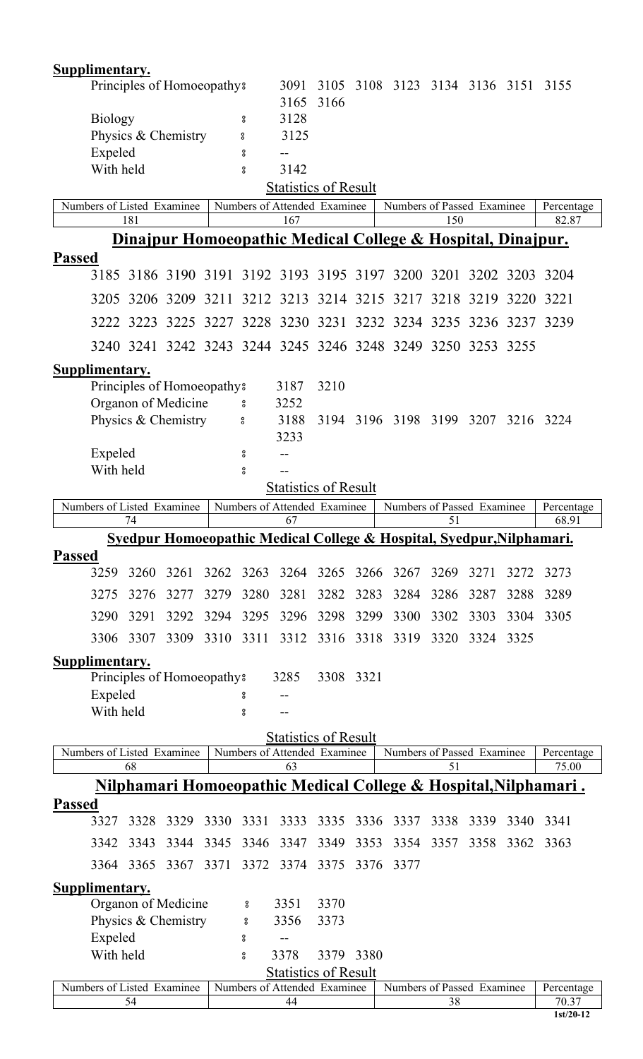**Supplimentary.**

Principles of Homoeopathy : 3091 3105 3108 3123 3134 3136 3151 3155 3165 3166

Biology : 3128

Physics & Chemistry : 3125

Expeled : --

With held : 3142

**Statistics of Result**

| Numbers of Listed Examinee | Numbers of Attended Examinee | Numbers of Passed Examinee | Percentage |
|---|---|---|---|
| 181 | 167 | 150 | 82.87 |

## Dinajpur Homoeopathic Medical College & Hospital, Dinajpur.

**Passed**

3185 3186 3190 3191 3192 3193 3195 3197 3200 3201 3202 3203 3204
3205 3206 3209 3211 3212 3213 3214 3215 3217 3218 3219 3220 3221
3222 3223 3225 3227 3228 3230 3231 3232 3234 3235 3236 3237 3239
3240 3241 3242 3243 3244 3245 3246 3248 3249 3250 3253 3255

**Supplimentary.**

Principles of Homoeopathy : 3187 3210

Organon of Medicine : 3252

Physics & Chemistry : 3188 3194 3196 3198 3199 3207 3216 3224 3233

Expeled : --

With held : --

**Statistics of Result**

| Numbers of Listed Examinee | Numbers of Attended Examinee | Numbers of Passed Examinee | Percentage |
|---|---|---|---|
| 74 | 67 | 51 | 68.91 |

## Syedpur Homoeopathic Medical College & Hospital, Syedpur,Nilphamari.

**Passed**

3259 3260 3261 3262 3263 3264 3265 3266 3267 3269 3271 3272 3273
3275 3276 3277 3279 3280 3281 3282 3283 3284 3286 3287 3288 3289
3290 3291 3292 3294 3295 3296 3298 3299 3300 3302 3303 3304 3305
3306 3307 3309 3310 3311 3312 3316 3318 3319 3320 3324 3325

**Supplimentary.**

Principles of Homoeopathy : 3285 3308 3321

Expeled : --

With held : --

**Statistics of Result**

| Numbers of Listed Examinee | Numbers of Attended Examinee | Numbers of Passed Examinee | Percentage |
|---|---|---|---|
| 68 | 63 | 51 | 75.00 |

## Nilphamari Homoeopathic Medical College & Hospital,Nilphamari .

**Passed**

3327 3328 3329 3330 3331 3333 3335 3336 3337 3338 3339 3340 3341
3342 3343 3344 3345 3346 3347 3349 3353 3354 3357 3358 3362 3363
3364 3365 3367 3371 3372 3374 3375 3376 3377

**Supplimentary.**

Organon of Medicine : 3351 3370

Physics & Chemistry : 3356 3373

Expeled : --

With held : 3378 3379 3380

**Statistics of Result**

| Numbers of Listed Examinee | Numbers of Attended Examinee | Numbers of Passed Examinee | Percentage |
|---|---|---|---|
| 54 | 44 | 38 | 70.37 |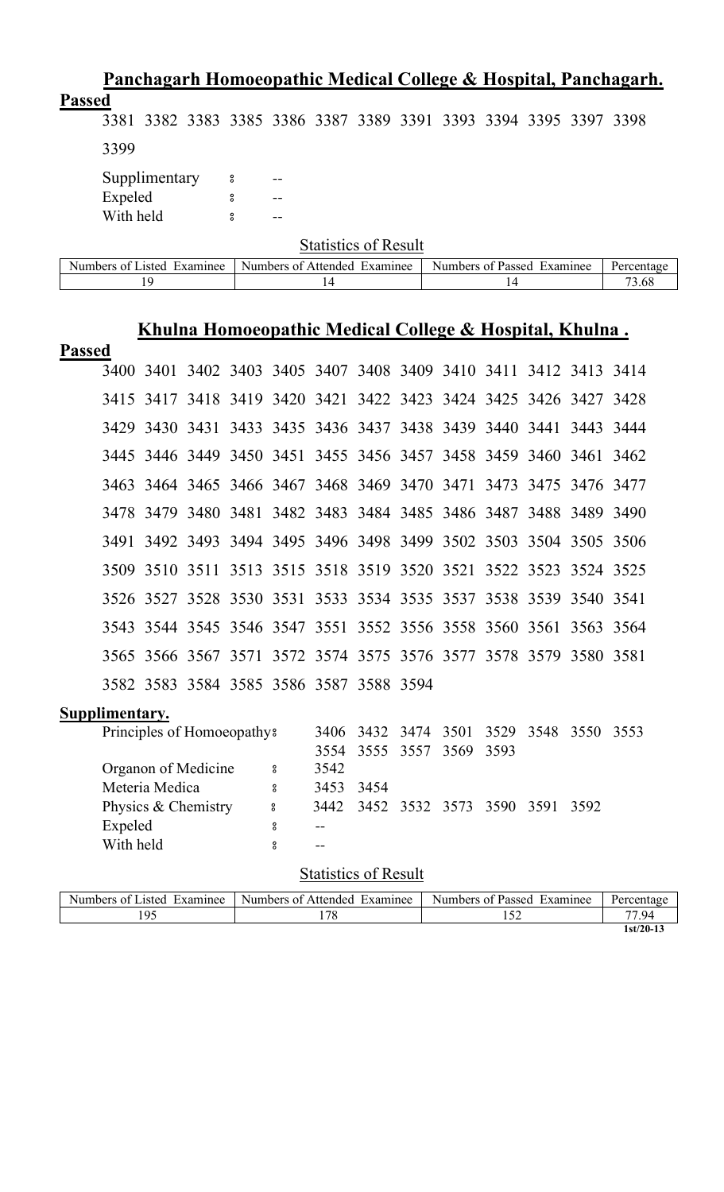## Panchagarh Homoeopathic Medical College & Hospital, Panchagarh.

**Passed**

3381 3382 3383 3385 3386 3387 3389 3391 3393 3394 3395 3397 3398

3399

Supplimentary : --

Expeled : --

With held : --

Statistics of Result

| Numbers of Listed Examinee | Numbers of Attended Examinee | Numbers of Passed Examinee | Percentage |
|---|---|---|---|
| 19 | 14 | 14 | 73.68 |

## Khulna Homoeopathic Medical College & Hospital, Khulna .

**Passed**

3400 3401 3402 3403 3405 3407 3408 3409 3410 3411 3412 3413 3414

3415 3417 3418 3419 3420 3421 3422 3423 3424 3425 3426 3427 3428

3429 3430 3431 3433 3435 3436 3437 3438 3439 3440 3441 3443 3444

3445 3446 3449 3450 3451 3455 3456 3457 3458 3459 3460 3461 3462

3463 3464 3465 3466 3467 3468 3469 3470 3471 3473 3475 3476 3477

3478 3479 3480 3481 3482 3483 3484 3485 3486 3487 3488 3489 3490

3491 3492 3493 3494 3495 3496 3498 3499 3502 3503 3504 3505 3506

3509 3510 3511 3513 3515 3518 3519 3520 3521 3522 3523 3524 3525

3526 3527 3528 3530 3531 3533 3534 3535 3537 3538 3539 3540 3541

3543 3544 3545 3546 3547 3551 3552 3556 3558 3560 3561 3563 3564

3565 3566 3567 3571 3572 3574 3575 3576 3577 3578 3579 3580 3581

3582 3583 3584 3585 3586 3587 3588 3594

**Supplimentary.**

Principles of Homoeopathy : 3406 3432 3474 3501 3529 3548 3550 3553 3554 3555 3557 3569 3593

Organon of Medicine : 3542

Meteria Medica : 3453 3454

Physics & Chemistry : 3442 3452 3532 3573 3590 3591 3592

Expeled : --

With held : --

Statistics of Result

| Numbers of Listed Examinee | Numbers of Attended Examinee | Numbers of Passed Examinee | Percentage |
|---|---|---|---|
| 195 | 178 | 152 | 77.94 |

1st/20-13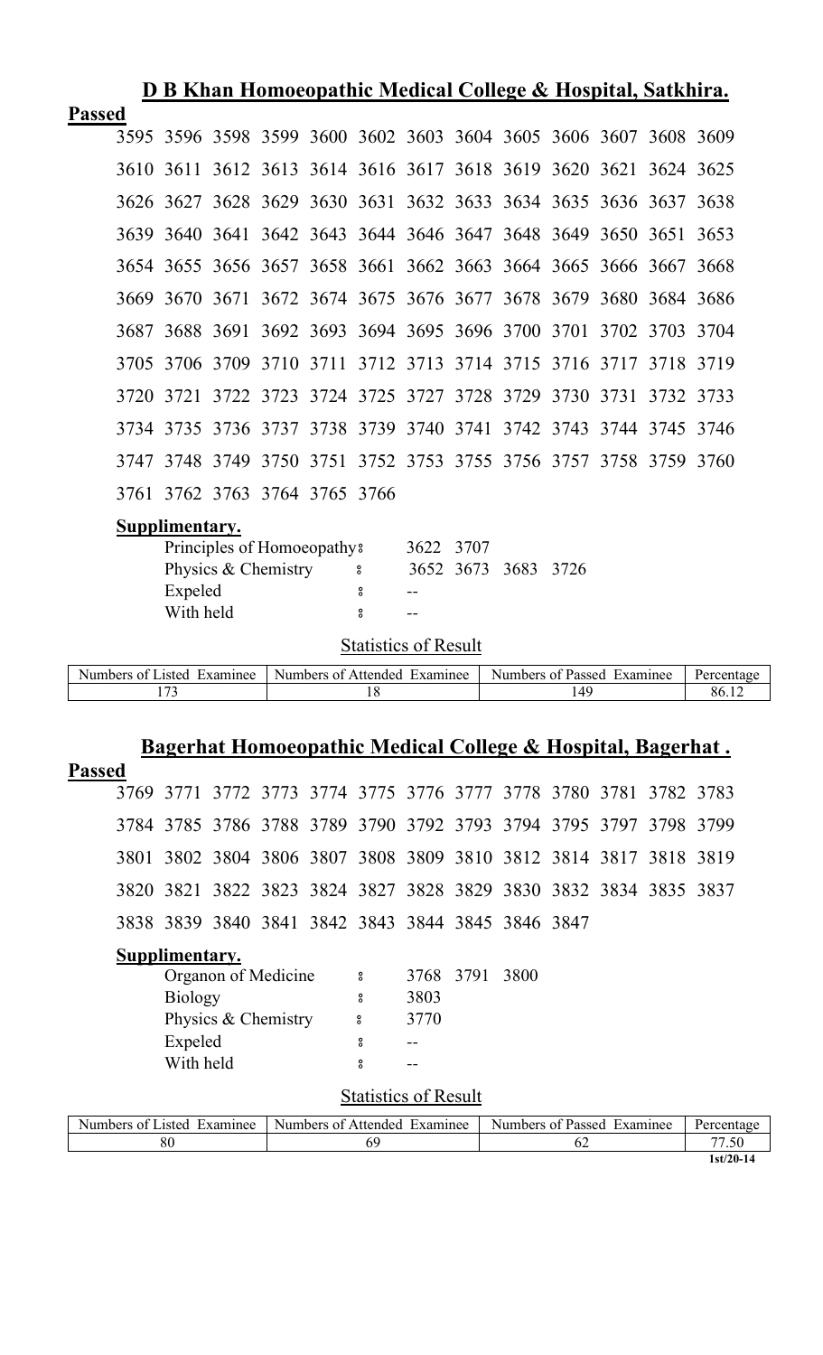## D B Khan Homoeopathic Medical College & Hospital, Satkhira.

**Passed**

3595 3596 3598 3599 3600 3602 3603 3604 3605 3606 3607 3608 3609
3610 3611 3612 3613 3614 3616 3617 3618 3619 3620 3621 3624 3625
3626 3627 3628 3629 3630 3631 3632 3633 3634 3635 3636 3637 3638
3639 3640 3641 3642 3643 3644 3646 3647 3648 3649 3650 3651 3653
3654 3655 3656 3657 3658 3661 3662 3663 3664 3665 3666 3667 3668
3669 3670 3671 3672 3674 3675 3676 3677 3678 3679 3680 3684 3686
3687 3688 3691 3692 3693 3694 3695 3696 3700 3701 3702 3703 3704
3705 3706 3709 3710 3711 3712 3713 3714 3715 3716 3717 3718 3719
3720 3721 3722 3723 3724 3725 3727 3728 3729 3730 3731 3732 3733
3734 3735 3736 3737 3738 3739 3740 3741 3742 3743 3744 3745 3746
3747 3748 3749 3750 3751 3752 3753 3755 3756 3757 3758 3759 3760
3761 3762 3763 3764 3765 3766

**Supplimentary.**

Principles of Homoeopathy : 3622 3707
Physics & Chemistry : 3652 3673 3683 3726
Expeled : --
With held : --

Statistics of Result

| Numbers of Listed Examinee | Numbers of Attended Examinee | Numbers of Passed Examinee | Percentage |
|---|---|---|---|
| 173 | 18 | 149 | 86.12 |

## Bagerhat Homoeopathic Medical College & Hospital, Bagerhat .

**Passed**

3769 3771 3772 3773 3774 3775 3776 3777 3778 3780 3781 3782 3783
3784 3785 3786 3788 3789 3790 3792 3793 3794 3795 3797 3798 3799
3801 3802 3804 3806 3807 3808 3809 3810 3812 3814 3817 3818 3819
3820 3821 3822 3823 3824 3827 3828 3829 3830 3832 3834 3835 3837
3838 3839 3840 3841 3842 3843 3844 3845 3846 3847

**Supplimentary.**

Organon of Medicine : 3768 3791 3800
Biology : 3803
Physics & Chemistry : 3770
Expeled : --
With held : --

Statistics of Result

| Numbers of Listed Examinee | Numbers of Attended Examinee | Numbers of Passed Examinee | Percentage |
|---|---|---|---|
| 80 | 69 | 62 | 77.50 |

1st/20-14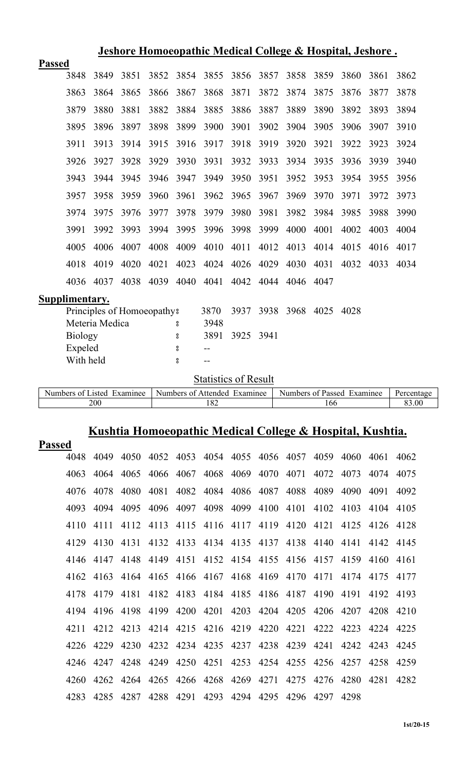## Jeshore Homoeopathic Medical College & Hospital, Jeshore .

**Passed**

| | | | | | | | | | | | | |
|---|---|---|---|---|---|---|---|---|---|---|---|---|
| 3848 | 3849 | 3851 | 3852 | 3854 | 3855 | 3856 | 3857 | 3858 | 3859 | 3860 | 3861 | 3862 |
| 3863 | 3864 | 3865 | 3866 | 3867 | 3868 | 3871 | 3872 | 3874 | 3875 | 3876 | 3877 | 3878 |
| 3879 | 3880 | 3881 | 3882 | 3884 | 3885 | 3886 | 3887 | 3889 | 3890 | 3892 | 3893 | 3894 |
| 3895 | 3896 | 3897 | 3898 | 3899 | 3900 | 3901 | 3902 | 3904 | 3905 | 3906 | 3907 | 3910 |
| 3911 | 3913 | 3914 | 3915 | 3916 | 3917 | 3918 | 3919 | 3920 | 3921 | 3922 | 3923 | 3924 |
| 3926 | 3927 | 3928 | 3929 | 3930 | 3931 | 3932 | 3933 | 3934 | 3935 | 3936 | 3939 | 3940 |
| 3943 | 3944 | 3945 | 3946 | 3947 | 3949 | 3950 | 3951 | 3952 | 3953 | 3954 | 3955 | 3956 |
| 3957 | 3958 | 3959 | 3960 | 3961 | 3962 | 3965 | 3967 | 3969 | 3970 | 3971 | 3972 | 3973 |
| 3974 | 3975 | 3976 | 3977 | 3978 | 3979 | 3980 | 3981 | 3982 | 3984 | 3985 | 3988 | 3990 |
| 3991 | 3992 | 3993 | 3994 | 3995 | 3996 | 3998 | 3999 | 4000 | 4001 | 4002 | 4003 | 4004 |
| 4005 | 4006 | 4007 | 4008 | 4009 | 4010 | 4011 | 4012 | 4013 | 4014 | 4015 | 4016 | 4017 |
| 4018 | 4019 | 4020 | 4021 | 4023 | 4024 | 4026 | 4029 | 4030 | 4031 | 4032 | 4033 | 4034 |
| 4036 | 4037 | 4038 | 4039 | 4040 | 4041 | 4042 | 4044 | 4046 | 4047 | | | |

**Supplimentary.**

| | |
|---|---|
| Principles of Homoeopathy ঃ | 3870 3937 3938 3968 4025 4028 |
| Meteria Medica ঃ | 3948 |
| Biology ঃ | 3891 3925 3941 |
| Expeled ঃ | -- |
| With held ঃ | -- |

Statistics of Result

| Numbers of Listed Examinee | Numbers of Attended Examinee | Numbers of Passed Examinee | Percentage |
|---|---|---|---|
| 200 | 182 | 166 | 83.00 |

## Kushtia Homoeopathic Medical College & Hospital, Kushtia.

**Passed**

| | | | | | | | | | | | | |
|---|---|---|---|---|---|---|---|---|---|---|---|---|
| 4048 | 4049 | 4050 | 4052 | 4053 | 4054 | 4055 | 4056 | 4057 | 4059 | 4060 | 4061 | 4062 |
| 4063 | 4064 | 4065 | 4066 | 4067 | 4068 | 4069 | 4070 | 4071 | 4072 | 4073 | 4074 | 4075 |
| 4076 | 4078 | 4080 | 4081 | 4082 | 4084 | 4086 | 4087 | 4088 | 4089 | 4090 | 4091 | 4092 |
| 4093 | 4094 | 4095 | 4096 | 4097 | 4098 | 4099 | 4100 | 4101 | 4102 | 4103 | 4104 | 4105 |
| 4110 | 4111 | 4112 | 4113 | 4115 | 4116 | 4117 | 4119 | 4120 | 4121 | 4125 | 4126 | 4128 |
| 4129 | 4130 | 4131 | 4132 | 4133 | 4134 | 4135 | 4137 | 4138 | 4140 | 4141 | 4142 | 4145 |
| 4146 | 4147 | 4148 | 4149 | 4151 | 4152 | 4154 | 4155 | 4156 | 4157 | 4159 | 4160 | 4161 |
| 4162 | 4163 | 4164 | 4165 | 4166 | 4167 | 4168 | 4169 | 4170 | 4171 | 4174 | 4175 | 4177 |
| 4178 | 4179 | 4181 | 4182 | 4183 | 4184 | 4185 | 4186 | 4187 | 4190 | 4191 | 4192 | 4193 |
| 4194 | 4196 | 4198 | 4199 | 4200 | 4201 | 4203 | 4204 | 4205 | 4206 | 4207 | 4208 | 4210 |
| 4211 | 4212 | 4213 | 4214 | 4215 | 4216 | 4219 | 4220 | 4221 | 4222 | 4223 | 4224 | 4225 |
| 4226 | 4229 | 4230 | 4232 | 4234 | 4235 | 4237 | 4238 | 4239 | 4241 | 4242 | 4243 | 4245 |
| 4246 | 4247 | 4248 | 4249 | 4250 | 4251 | 4253 | 4254 | 4255 | 4256 | 4257 | 4258 | 4259 |
| 4260 | 4262 | 4264 | 4265 | 4266 | 4268 | 4269 | 4271 | 4275 | 4276 | 4280 | 4281 | 4282 |
| 4283 | 4285 | 4287 | 4288 | 4291 | 4293 | 4294 | 4295 | 4296 | 4297 | 4298 | | |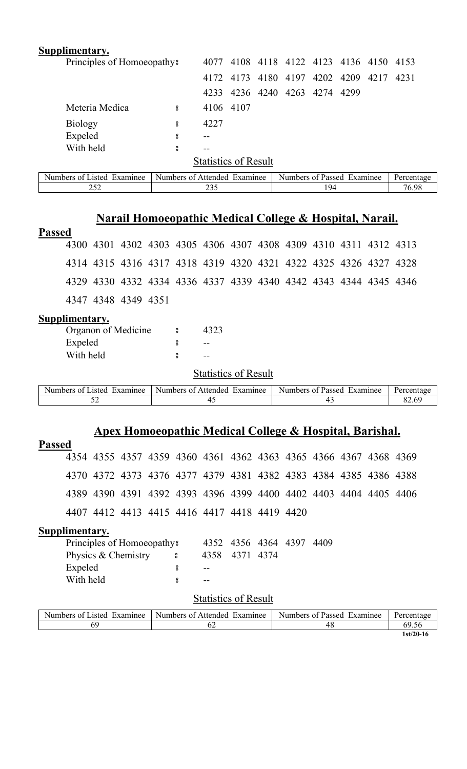**Supplimentary.**

Principles of Homoeopathy: 4077 4108 4118 4122 4123 4136 4150 4153 4172 4173 4180 4197 4202 4209 4217 4231 4233 4236 4240 4263 4274 4299

Meteria Medica : 4106 4107

Biology : 4227

Expeled : --

With held : --

Statistics of Result

| Numbers of Listed Examinee | Numbers of Attended Examinee | Numbers of Passed Examinee | Percentage |
|---|---|---|---|
| 252 | 235 | 194 | 76.98 |

## Narail Homoeopathic Medical College & Hospital, Narail.

**Passed**

4300 4301 4302 4303 4305 4306 4307 4308 4309 4310 4311 4312 4313 4314 4315 4316 4317 4318 4319 4320 4321 4322 4325 4326 4327 4328 4329 4330 4332 4334 4336 4337 4339 4340 4342 4343 4344 4345 4346 4347 4348 4349 4351

**Supplimentary.**

Organon of Medicine : 4323

Expeled : --

With held : --

Statistics of Result

| Numbers of Listed Examinee | Numbers of Attended Examinee | Numbers of Passed Examinee | Percentage |
|---|---|---|---|
| 52 | 45 | 43 | 82.69 |

## Apex Homoeopathic Medical College & Hospital, Barishal.

**Passed**

4354 4355 4357 4359 4360 4361 4362 4363 4365 4366 4367 4368 4369 4370 4372 4373 4376 4377 4379 4381 4382 4383 4384 4385 4386 4388 4389 4390 4391 4392 4393 4396 4399 4400 4402 4403 4404 4405 4406 4407 4412 4413 4415 4416 4417 4418 4419 4420

**Supplimentary.**

Principles of Homoeopathy: 4352 4356 4364 4397 4409

Physics & Chemistry : 4358 4371 4374

Expeled : --

With held : --

Statistics of Result

| Numbers of Listed Examinee | Numbers of Attended Examinee | Numbers of Passed Examinee | Percentage |
|---|---|---|---|
| 69 | 62 | 48 | 69.56 |

1st/20-16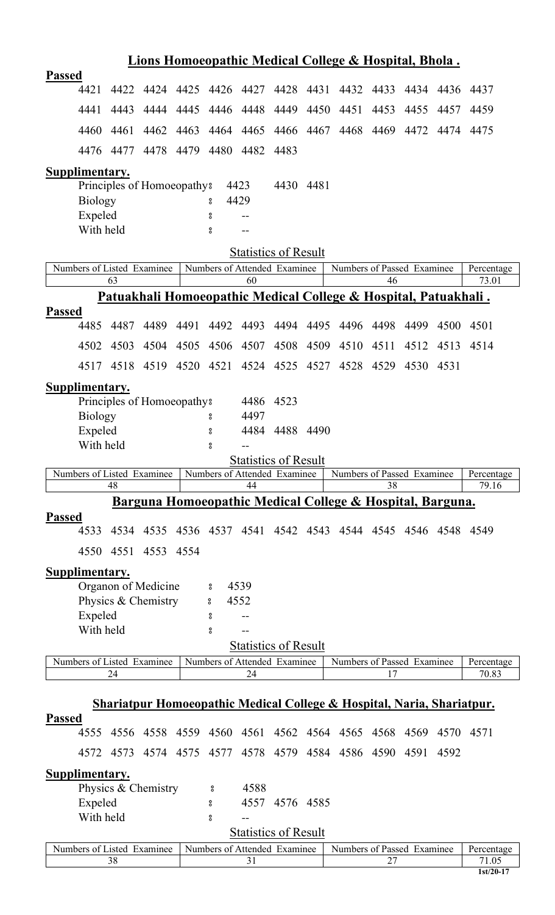## Lions Homoeopathic Medical College & Hospital, Bhola .

**Passed**

4421 4422 4424 4425 4426 4427 4428 4431 4432 4433 4434 4436 4437

4441 4443 4444 4445 4446 4448 4449 4450 4451 4453 4455 4457 4459

4460 4461 4462 4463 4464 4465 4466 4467 4468 4469 4472 4474 4475

4476 4477 4478 4479 4480 4482 4483

**Supplimentary.**

Principles of Homoeopathy : 4423 4430 4481

Biology : 4429

Expeled : --

With held : --

Statistics of Result

| Numbers of Listed Examinee | Numbers of Attended Examinee | Numbers of Passed Examinee | Percentage |
|---|---|---|---|
| 63 | 60 | 46 | 73.01 |

## Patuakhali Homoeopathic Medical College & Hospital, Patuakhali .

**Passed**

4485 4487 4489 4491 4492 4493 4494 4495 4496 4498 4499 4500 4501

4502 4503 4504 4505 4506 4507 4508 4509 4510 4511 4512 4513 4514

4517 4518 4519 4520 4521 4524 4525 4527 4528 4529 4530 4531

**Supplimentary.**

Principles of Homoeopathy : 4486 4523

Biology : 4497

Expeled : 4484 4488 4490

With held : --

Statistics of Result

| Numbers of Listed Examinee | Numbers of Attended Examinee | Numbers of Passed Examinee | Percentage |
|---|---|---|---|
| 48 | 44 | 38 | 79.16 |

## Barguna Homoeopathic Medical College & Hospital, Barguna.

**Passed**

4533 4534 4535 4536 4537 4541 4542 4543 4544 4545 4546 4548 4549

4550 4551 4553 4554

**Supplimentary.**

Organon of Medicine : 4539

Physics & Chemistry : 4552

Expeled : --

With held : --

Statistics of Result

| Numbers of Listed Examinee | Numbers of Attended Examinee | Numbers of Passed Examinee | Percentage |
|---|---|---|---|
| 24 | 24 | 17 | 70.83 |

## Shariatpur Homoeopathic Medical College & Hospital, Naria, Shariatpur.

**Passed**

4555 4556 4558 4559 4560 4561 4562 4564 4565 4568 4569 4570 4571

4572 4573 4574 4575 4577 4578 4579 4584 4586 4590 4591 4592

**Supplimentary.**

Physics & Chemistry : 4588

Expeled : 4557 4576 4585

With held : --

Statistics of Result

| Numbers of Listed Examinee | Numbers of Attended Examinee | Numbers of Passed Examinee | Percentage |
|---|---|---|---|
| 38 | 31 | 27 | 71.05 |

1st/20-17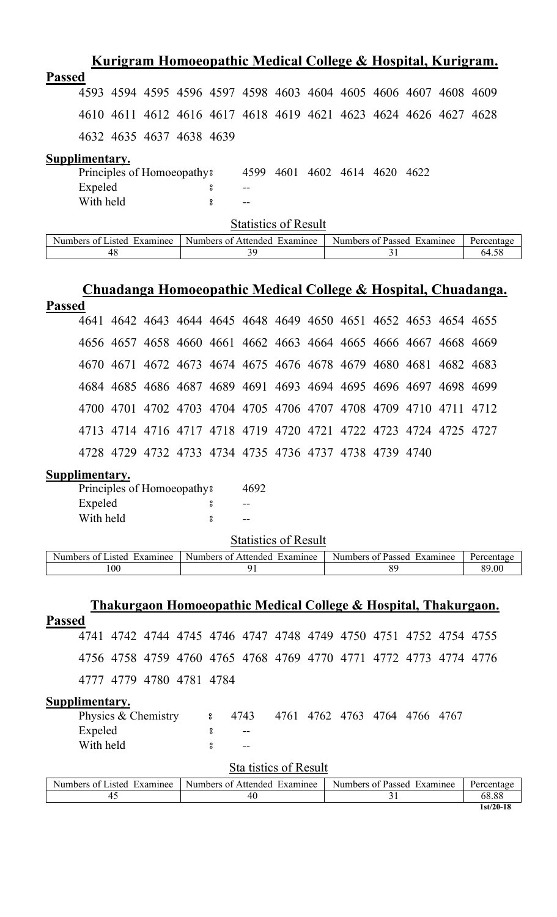## Kurigram Homoeopathic Medical College & Hospital, Kurigram.

**Passed**

4593 4594 4595 4596 4597 4598 4603 4604 4605 4606 4607 4608 4609

4610 4611 4612 4616 4617 4618 4619 4621 4623 4624 4626 4627 4628

4632 4635 4637 4638 4639

**Supplimentary.**

Principles of Homoeopathy : 4599 4601 4602 4614 4620 4622

Expeled : --

With held : --

Statistics of Result

| Numbers of Listed Examinee | Numbers of Attended Examinee | Numbers of Passed Examinee | Percentage |
|---|---|---|---|
| 48 | 39 | 31 | 64.58 |

## Chuadanga Homoeopathic Medical College & Hospital, Chuadanga.

**Passed**

4641 4642 4643 4644 4645 4648 4649 4650 4651 4652 4653 4654 4655

4656 4657 4658 4660 4661 4662 4663 4664 4665 4666 4667 4668 4669

4670 4671 4672 4673 4674 4675 4676 4678 4679 4680 4681 4682 4683

4684 4685 4686 4687 4689 4691 4693 4694 4695 4696 4697 4698 4699

4700 4701 4702 4703 4704 4705 4706 4707 4708 4709 4710 4711 4712

4713 4714 4716 4717 4718 4719 4720 4721 4722 4723 4724 4725 4727

4728 4729 4732 4733 4734 4735 4736 4737 4738 4739 4740

**Supplimentary.**

Principles of Homoeopathy : 4692

Expeled : --

With held : --

Statistics of Result

| Numbers of Listed Examinee | Numbers of Attended Examinee | Numbers of Passed Examinee | Percentage |
|---|---|---|---|
| 100 | 91 | 89 | 89.00 |

## Thakurgaon Homoeopathic Medical College & Hospital, Thakurgaon.

**Passed**

4741 4742 4744 4745 4746 4747 4748 4749 4750 4751 4752 4754 4755

4756 4758 4759 4760 4765 4768 4769 4770 4771 4772 4773 4774 4776

4777 4779 4780 4781 4784

**Supplimentary.**

Physics & Chemistry : 4743 4761 4762 4763 4764 4766 4767

Expeled : --

With held : --

Sta tistics of Result

| Numbers of Listed Examinee | Numbers of Attended Examinee | Numbers of Passed Examinee | Percentage |
|---|---|---|---|
| 45 | 40 | 31 | 68.88 |

1st/20-18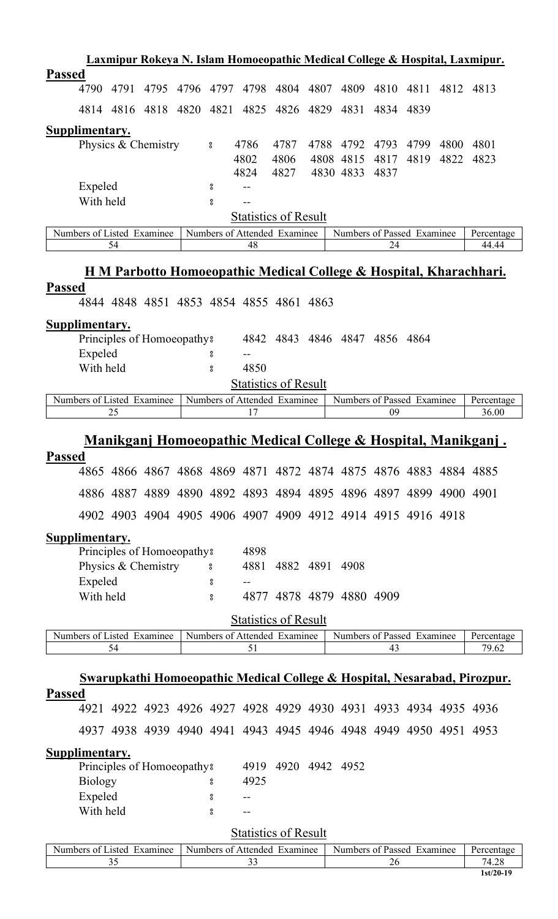## Laxmipur Rokeya N. Islam Homoeopathic Medical College & Hospital, Laxmipur.

**Passed**

4790 4791 4795 4796 4797 4798 4804 4807 4809 4810 4811 4812 4813

4814 4816 4818 4820 4821 4825 4826 4829 4831 4834 4839

**Supplimentary.**

Physics & Chemistry : 4786 4787 4788 4792 4793 4799 4800 4801 4802 4806 4808 4815 4817 4819 4822 4823 4824 4827 4830 4833 4837

Expeled : --

With held : --

Statistics of Result

| Numbers of Listed Examinee | Numbers of Attended Examinee | Numbers of Passed Examinee | Percentage |
|---|---|---|---|
| 54 | 48 | 24 | 44.44 |

## H M Parbotto Homoeopathic Medical College & Hospital, Kharachhari.

**Passed**

4844 4848 4851 4853 4854 4855 4861 4863

**Supplimentary.**

Principles of Homoeopathy : 4842 4843 4846 4847 4856 4864

Expeled : --

With held : 4850

Statistics of Result

| Numbers of Listed Examinee | Numbers of Attended Examinee | Numbers of Passed Examinee | Percentage |
|---|---|---|---|
| 25 | 17 | 09 | 36.00 |

## Manikganj Homoeopathic Medical College & Hospital, Manikganj .

**Passed**

4865 4866 4867 4868 4869 4871 4872 4874 4875 4876 4883 4884 4885

4886 4887 4889 4890 4892 4893 4894 4895 4896 4897 4899 4900 4901

4902 4903 4904 4905 4906 4907 4909 4912 4914 4915 4916 4918

**Supplimentary.**

Principles of Homoeopathy : 4898

Physics & Chemistry : 4881 4882 4891 4908

Expeled : --

With held : 4877 4878 4879 4880 4909

Statistics of Result

| Numbers of Listed Examinee | Numbers of Attended Examinee | Numbers of Passed Examinee | Percentage |
|---|---|---|---|
| 54 | 51 | 43 | 79.62 |

## Swarupkathi Homoeopathic Medical College & Hospital, Nesarabad, Pirozpur.

**Passed**

4921 4922 4923 4926 4927 4928 4929 4930 4931 4933 4934 4935 4936

4937 4938 4939 4940 4941 4943 4945 4946 4948 4949 4950 4951 4953

**Supplimentary.**

Principles of Homoeopathy : 4919 4920 4942 4952

Biology : 4925

Expeled : --

With held : --

Statistics of Result

| Numbers of Listed Examinee | Numbers of Attended Examinee | Numbers of Passed Examinee | Percentage |
|---|---|---|---|
| 35 | 33 | 26 | 74.28 |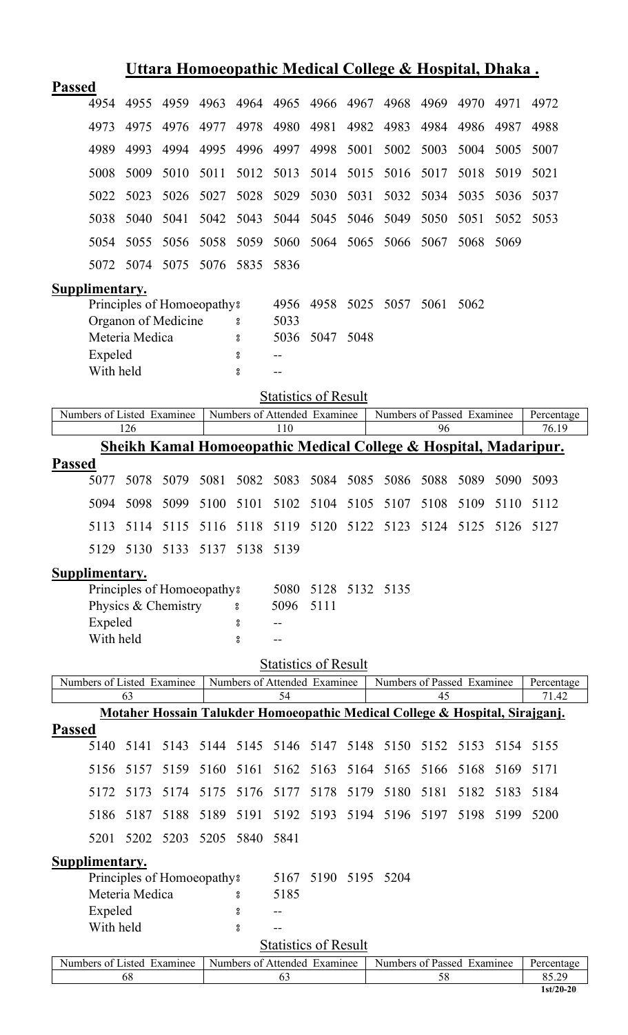## Uttara Homoeopathic Medical College & Hospital, Dhaka .

**Passed**

4954 4955 4959 4963 4964 4965 4966 4967 4968 4969 4970 4971 4972

4973 4975 4976 4977 4978 4980 4981 4982 4983 4984 4986 4987 4988

4989 4993 4994 4995 4996 4997 4998 5001 5002 5003 5004 5005 5007

5008 5009 5010 5011 5012 5013 5014 5015 5016 5017 5018 5019 5021

5022 5023 5026 5027 5028 5029 5030 5031 5032 5034 5035 5036 5037

5038 5040 5041 5042 5043 5044 5045 5046 5049 5050 5051 5052 5053

5054 5055 5056 5058 5059 5060 5064 5065 5066 5067 5068 5069

5072 5074 5075 5076 5835 5836

**Supplimentary.**

Principles of Homoeopathy : 4956 4958 5025 5057 5061 5062

Organon of Medicine : 5033

Meteria Medica : 5036 5047 5048

Expeled : --

With held : --

Statistics of Result

| Numbers of Listed Examinee | Numbers of Attended Examinee | Numbers of Passed Examinee | Percentage |
|---|---|---|---|
| 126 | 110 | 96 | 76.19 |

## Sheikh Kamal Homoeopathic Medical College & Hospital, Madaripur.

**Passed**

5077 5078 5079 5081 5082 5083 5084 5085 5086 5088 5089 5090 5093

5094 5098 5099 5100 5101 5102 5104 5105 5107 5108 5109 5110 5112

5113 5114 5115 5116 5118 5119 5120 5122 5123 5124 5125 5126 5127

5129 5130 5133 5137 5138 5139

**Supplimentary.**

Principles of Homoeopathy : 5080 5128 5132 5135

Physics & Chemistry : 5096 5111

Expeled : --

With held : --

Statistics of Result

| Numbers of Listed Examinee | Numbers of Attended Examinee | Numbers of Passed Examinee | Percentage |
|---|---|---|---|
| 63 | 54 | 45 | 71.42 |

## Motaher Hossain Talukder Homoeopathic Medical College & Hospital, Sirajganj.

**Passed**

5140 5141 5143 5144 5145 5146 5147 5148 5150 5152 5153 5154 5155

5156 5157 5159 5160 5161 5162 5163 5164 5165 5166 5168 5169 5171

5172 5173 5174 5175 5176 5177 5178 5179 5180 5181 5182 5183 5184

5186 5187 5188 5189 5191 5192 5193 5194 5196 5197 5198 5199 5200

5201 5202 5203 5205 5840 5841

**Supplimentary.**

Principles of Homoeopathy : 5167 5190 5195 5204

Meteria Medica : 5185

Expeled : --

With held : --

Statistics of Result

| Numbers of Listed Examinee | Numbers of Attended Examinee | Numbers of Passed Examinee | Percentage |
|---|---|---|---|
| 68 | 63 | 58 | 85.29 |

1st/20-20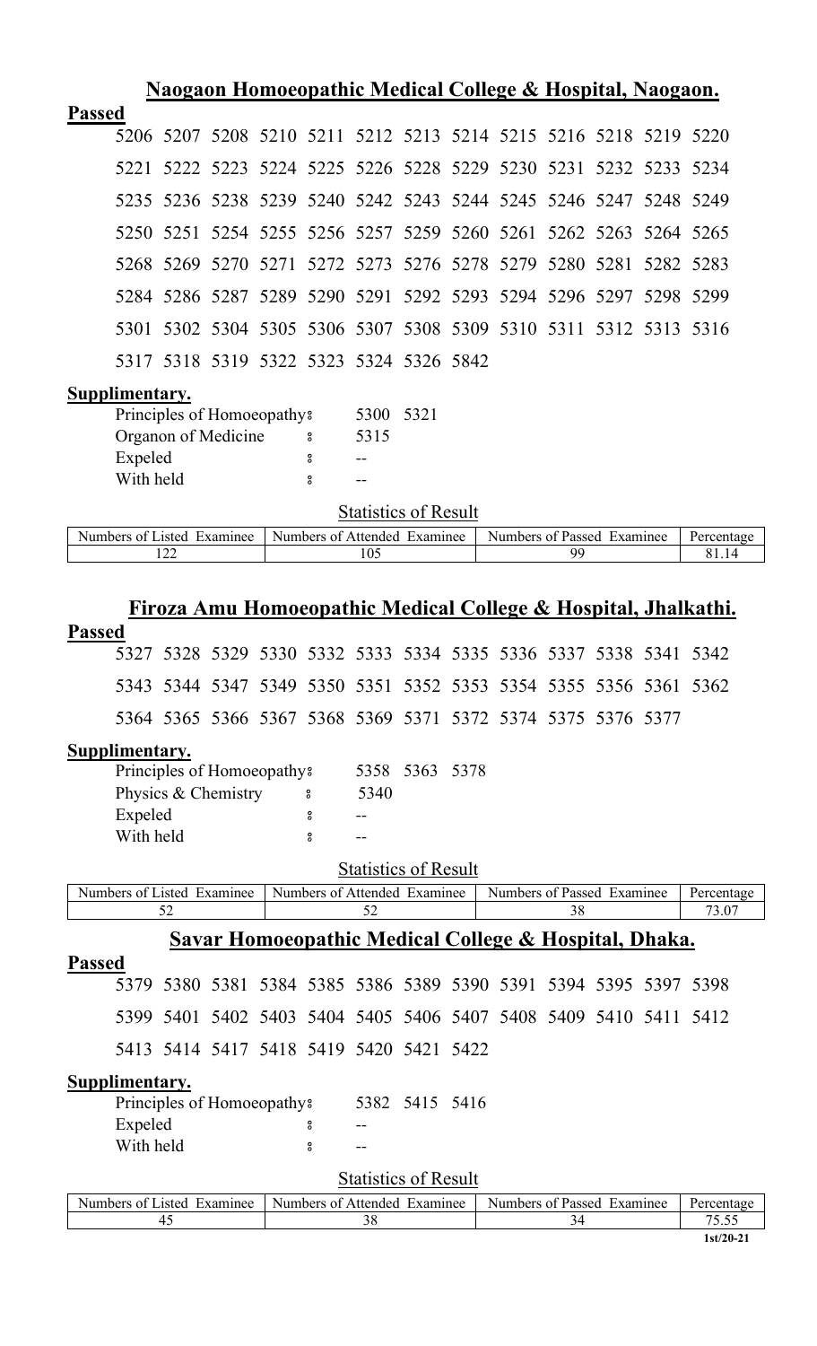## Naogaon Homoeopathic Medical College & Hospital, Naogaon.

**Passed**

5206 5207 5208 5210 5211 5212 5213 5214 5215 5216 5218 5219 5220

5221 5222 5223 5224 5225 5226 5228 5229 5230 5231 5232 5233 5234

5235 5236 5238 5239 5240 5242 5243 5244 5245 5246 5247 5248 5249

5250 5251 5254 5255 5256 5257 5259 5260 5261 5262 5263 5264 5265

5268 5269 5270 5271 5272 5273 5276 5278 5279 5280 5281 5282 5283

5284 5286 5287 5289 5290 5291 5292 5293 5294 5296 5297 5298 5299

5301 5302 5304 5305 5306 5307 5308 5309 5310 5311 5312 5313 5316

5317 5318 5319 5322 5323 5324 5326 5842

**Supplimentary.**

Principles of Homoeopathy : 5300 5321
Organon of Medicine : 5315
Expeled : --
With held : --

Statistics of Result

| Numbers of Listed Examinee | Numbers of Attended Examinee | Numbers of Passed Examinee | Percentage |
|---|---|---|---|
| 122 | 105 | 99 | 81.14 |

## Firoza Amu Homoeopathic Medical College & Hospital, Jhalkathi.

**Passed**

5327 5328 5329 5330 5332 5333 5334 5335 5336 5337 5338 5341 5342

5343 5344 5347 5349 5350 5351 5352 5353 5354 5355 5356 5361 5362

5364 5365 5366 5367 5368 5369 5371 5372 5374 5375 5376 5377

**Supplimentary.**

Principles of Homoeopathy : 5358 5363 5378
Physics & Chemistry : 5340
Expeled : --
With held : --

Statistics of Result

| Numbers of Listed Examinee | Numbers of Attended Examinee | Numbers of Passed Examinee | Percentage |
|---|---|---|---|
| 52 | 52 | 38 | 73.07 |

## Savar Homoeopathic Medical College & Hospital, Dhaka.

**Passed**

5379 5380 5381 5384 5385 5386 5389 5390 5391 5394 5395 5397 5398

5399 5401 5402 5403 5404 5405 5406 5407 5408 5409 5410 5411 5412

5413 5414 5417 5418 5419 5420 5421 5422

**Supplimentary.**

Principles of Homoeopathy : 5382 5415 5416
Expeled : --
With held : --

Statistics of Result

| Numbers of Listed Examinee | Numbers of Attended Examinee | Numbers of Passed Examinee | Percentage |
|---|---|---|---|
| 45 | 38 | 34 | 75.55 |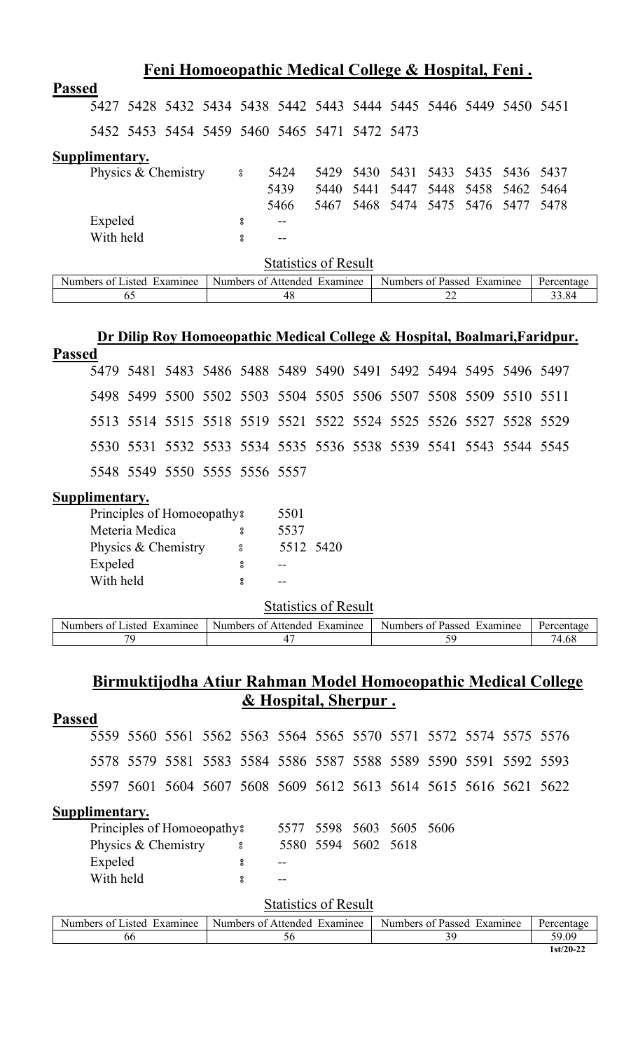## Feni Homoeopathic Medical College & Hospital, Feni .

**Passed**

5427 5428 5432 5434 5438 5442 5443 5444 5445 5446 5449 5450 5451

5452 5453 5454 5459 5460 5465 5471 5472 5473

**Supplimentary.**

Physics & Chemistry : 5424 5429 5430 5431 5433 5435 5436 5437
5439 5440 5441 5447 5448 5458 5462 5464
5466 5467 5468 5474 5475 5476 5477 5478

Expeled : --

With held : --

Statistics of Result

| Numbers of Listed Examinee | Numbers of Attended Examinee | Numbers of Passed Examinee | Percentage |
|---|---|---|---|
| 65 | 48 | 22 | 33.84 |

## Dr Dilip Roy Homoeopathic Medical College & Hospital, Boalmari,Faridpur.

**Passed**

5479 5481 5483 5486 5488 5489 5490 5491 5492 5494 5495 5496 5497

5498 5499 5500 5502 5503 5504 5505 5506 5507 5508 5509 5510 5511

5513 5514 5515 5518 5519 5521 5522 5524 5525 5526 5527 5528 5529

5530 5531 5532 5533 5534 5535 5536 5538 5539 5541 5543 5544 5545

5548 5549 5550 5555 5556 5557

**Supplimentary.**

Principles of Homoeopathy : 5501

Meteria Medica : 5537

Physics & Chemistry : 5512 5420

Expeled : --

With held : --

Statistics of Result

| Numbers of Listed Examinee | Numbers of Attended Examinee | Numbers of Passed Examinee | Percentage |
|---|---|---|---|
| 79 | 47 | 59 | 74.68 |

## Birmuktijodha Atiur Rahman Model Homoeopathic Medical College & Hospital, Sherpur .

**Passed**

5559 5560 5561 5562 5563 5564 5565 5570 5571 5572 5574 5575 5576

5578 5579 5581 5583 5584 5586 5587 5588 5589 5590 5591 5592 5593

5597 5601 5604 5607 5608 5609 5612 5613 5614 5615 5616 5621 5622

**Supplimentary.**

Principles of Homoeopathy : 5577 5598 5603 5605 5606

Physics & Chemistry : 5580 5594 5602 5618

Expeled : --

With held : --

Statistics of Result

| Numbers of Listed Examinee | Numbers of Attended Examinee | Numbers of Passed Examinee | Percentage |
|---|---|---|---|
| 66 | 56 | 39 | 59.09 |

1st/20-22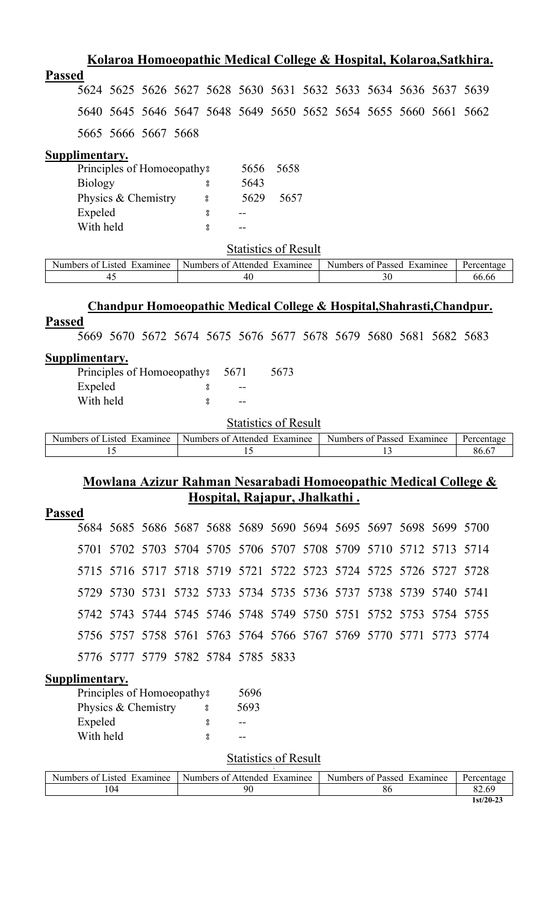## Kolaroa Homoeopathic Medical College & Hospital, Kolaroa,Satkhira.

**Passed**

5624 5625 5626 5627 5628 5630 5631 5632 5633 5634 5636 5637 5639

5640 5645 5646 5647 5648 5649 5650 5652 5654 5655 5660 5661 5662

5665 5666 5667 5668

**Supplimentary.**

Principles of Homoeopathy: 5656 5658
Biology : 5643
Physics & Chemistry : 5629 5657
Expeled : --
With held : --

Statistics of Result

| Numbers of Listed Examinee | Numbers of Attended Examinee | Numbers of Passed Examinee | Percentage |
|---|---|---|---|
| 45 | 40 | 30 | 66.66 |

## Chandpur Homoeopathic Medical College & Hospital,Shahrasti,Chandpur.

**Passed**

5669 5670 5672 5674 5675 5676 5677 5678 5679 5680 5681 5682 5683

**Supplimentary.**

Principles of Homoeopathy: 5671 5673
Expeled : --
With held : --

Statistics of Result

| Numbers of Listed Examinee | Numbers of Attended Examinee | Numbers of Passed Examinee | Percentage |
|---|---|---|---|
| 15 | 15 | 13 | 86.67 |

## Mowlana Azizur Rahman Nesarabadi Homoeopathic Medical College & Hospital, Rajapur, Jhalkathi .

**Passed**

5684 5685 5686 5687 5688 5689 5690 5694 5695 5697 5698 5699 5700

5701 5702 5703 5704 5705 5706 5707 5708 5709 5710 5712 5713 5714

5715 5716 5717 5718 5719 5721 5722 5723 5724 5725 5726 5727 5728

5729 5730 5731 5732 5733 5734 5735 5736 5737 5738 5739 5740 5741

5742 5743 5744 5745 5746 5748 5749 5750 5751 5752 5753 5754 5755

5756 5757 5758 5761 5763 5764 5766 5767 5769 5770 5771 5773 5774

5776 5777 5779 5782 5784 5785 5833

**Supplimentary.**

Principles of Homoeopathy: 5696
Physics & Chemistry : 5693
Expeled : --
With held : --

Statistics of Result

| Numbers of Listed Examinee | Numbers of Attended Examinee | Numbers of Passed Examinee | Percentage |
|---|---|---|---|
| 104 | 90 | 86 | 82.69 |

1st/20-23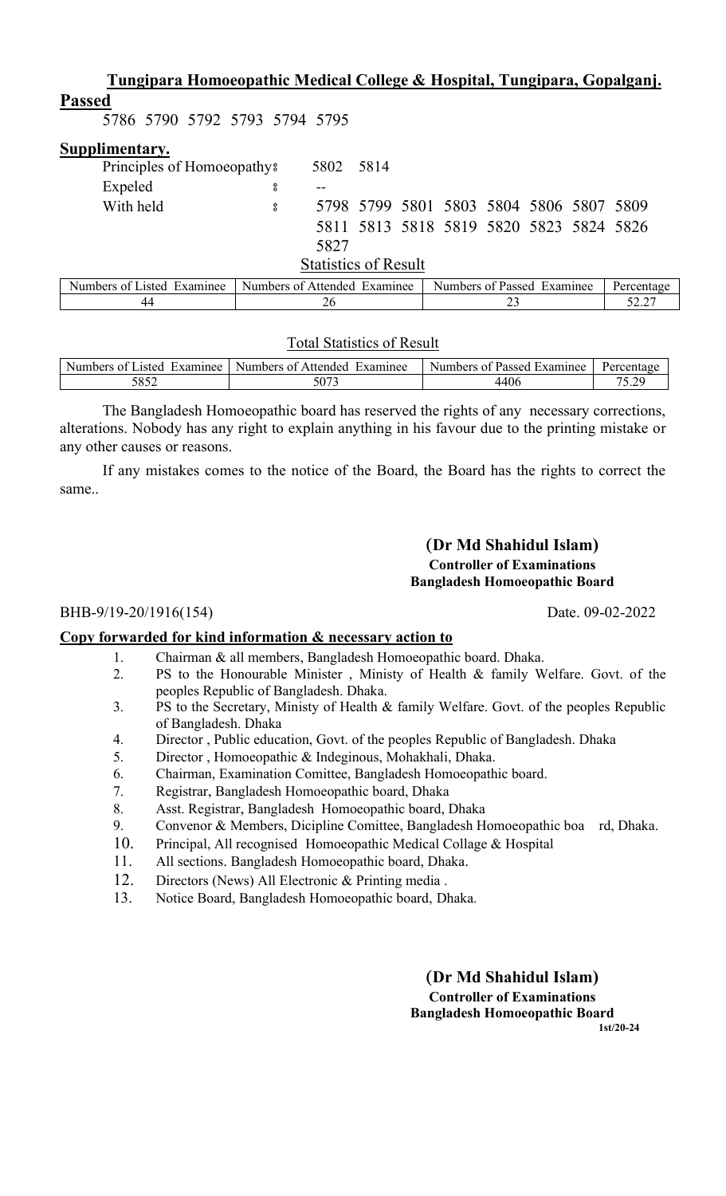## Tungipara Homoeopathic Medical College & Hospital, Tungipara, Gopalganj.

**Passed**

5786 5790 5792 5793 5794 5795

**Supplimentary.**

Principles of Homoeopathy : 5802 5814

Expeled : --

With held : 5798 5799 5801 5803 5804 5806 5807 5809 5811 5813 5818 5819 5820 5823 5824 5826 5827

Statistics of Result

| Numbers of Listed Examinee | Numbers of Attended Examinee | Numbers of Passed Examinee | Percentage |
|---|---|---|---|
| 44 | 26 | 23 | 52.27 |

Total Statistics of Result

| Numbers of Listed Examinee | Numbers of Attended Examinee | Numbers of Passed Examinee | Percentage |
|---|---|---|---|
| 5852 | 5073 | 4406 | 75.29 |

The Bangladesh Homoeopathic board has reserved the rights of any necessary corrections, alterations. Nobody has any right to explain anything in his favour due to the printing mistake or any other causes or reasons.

If any mistakes comes to the notice of the Board, the Board has the rights to correct the same..

**(Dr Md Shahidul Islam)**
**Controller of Examinations**
**Bangladesh Homoeopathic Board**

BHB-9/19-20/1916(154) Date. 09-02-2022

**Copy forwarded for kind information & necessary action to**

1. Chairman & all members, Bangladesh Homoeopathic board. Dhaka.
2. PS to the Honourable Minister , Ministy of Health & family Welfare. Govt. of the peoples Republic of Bangladesh. Dhaka.
3. PS to the Secretary, Ministy of Health & family Welfare. Govt. of the peoples Republic of Bangladesh. Dhaka
4. Director , Public education, Govt. of the peoples Republic of Bangladesh. Dhaka
5. Director , Homoeopathic & Indeginous, Mohakhali, Dhaka.
6. Chairman, Examination Comittee, Bangladesh Homoeopathic board.
7. Registrar, Bangladesh Homoeopathic board, Dhaka
8. Asst. Registrar, Bangladesh Homoeopathic board, Dhaka
9. Convenor & Members, Dicipline Comittee, Bangladesh Homoeopathic board, Dhaka.
10. Principal, All recognised Homoeopathic Medical Collage & Hospital
11. All sections. Bangladesh Homoeopathic board, Dhaka.
12. Directors (News) All Electronic & Printing media .
13. Notice Board, Bangladesh Homoeopathic board, Dhaka.

**(Dr Md Shahidul Islam)**
**Controller of Examinations**
**Bangladesh Homoeopathic Board**

**1st/20-24**